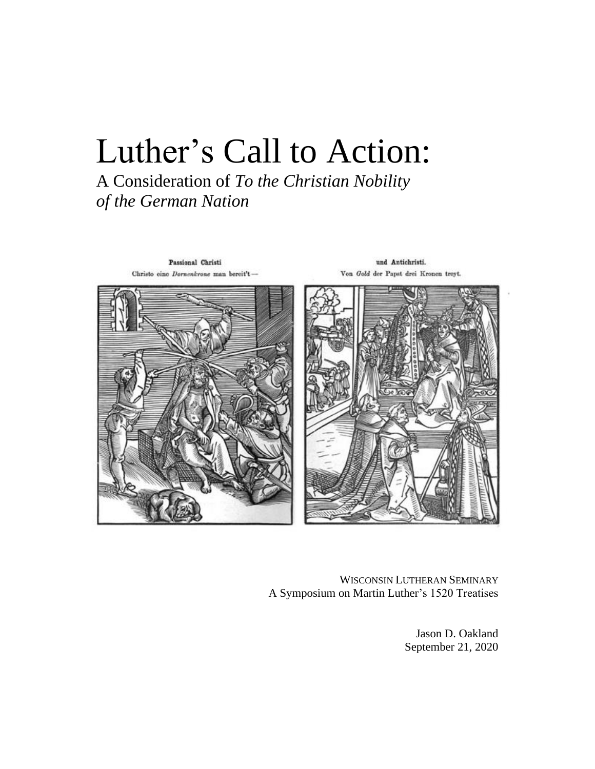# Luther's Call to Action:

A Consideration of *To the Christian Nobility of the German Nation*

Passional Christi
Christo eine *Dornenkrone* man bereit't—

und Antichristi.
Von *Gold* der Papst drei Kronen treyt.

WISCONSIN LUTHERAN SEMINARY
A Symposium on Martin Luther's 1520 Treatises

Jason D. Oakland
September 21, 2020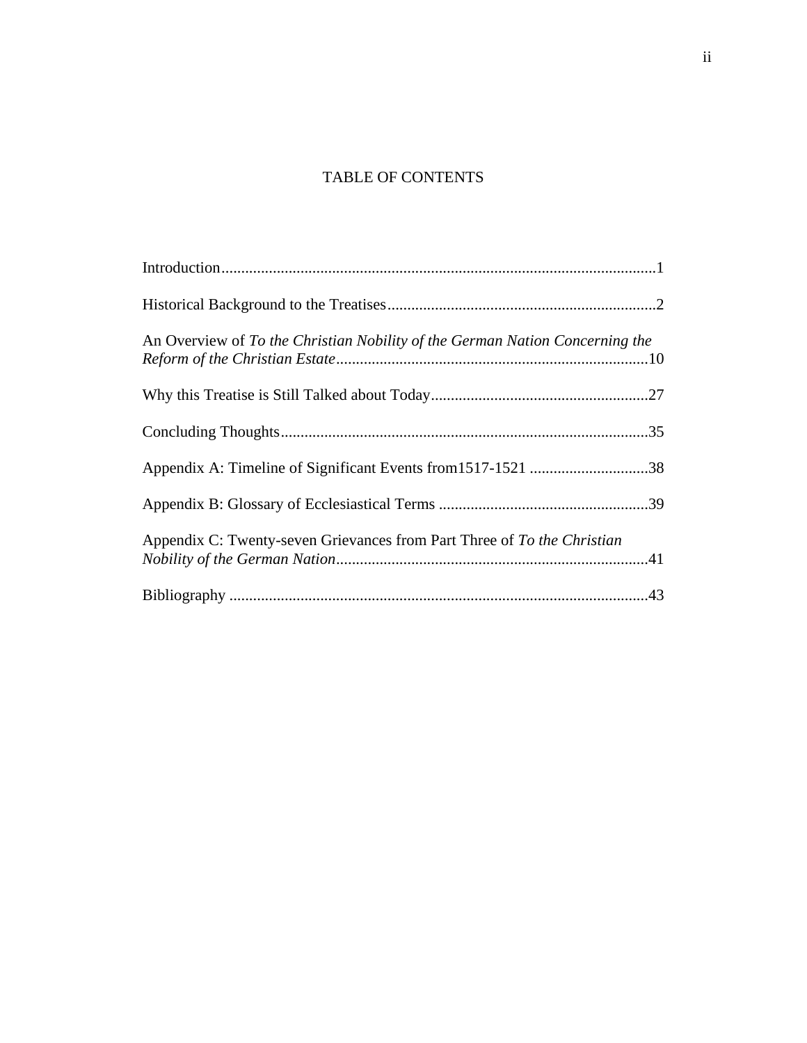# TABLE OF CONTENTS

Introduction.............................................................................................................1

Historical Background to the Treatises...................................................................2

An Overview of *To the Christian Nobility of the German Nation Concerning the Reform of the Christian Estate*..............................................................................10

Why this Treatise is Still Talked about Today.......................................................27

Concluding Thoughts............................................................................................35

Appendix A: Timeline of Significant Events from1517-1521 .............................38

Appendix B: Glossary of Ecclesiastical Terms ....................................................39

Appendix C: Twenty-seven Grievances from Part Three of *To the Christian Nobility of the German Nation*..............................................................................41

Bibliography .........................................................................................................43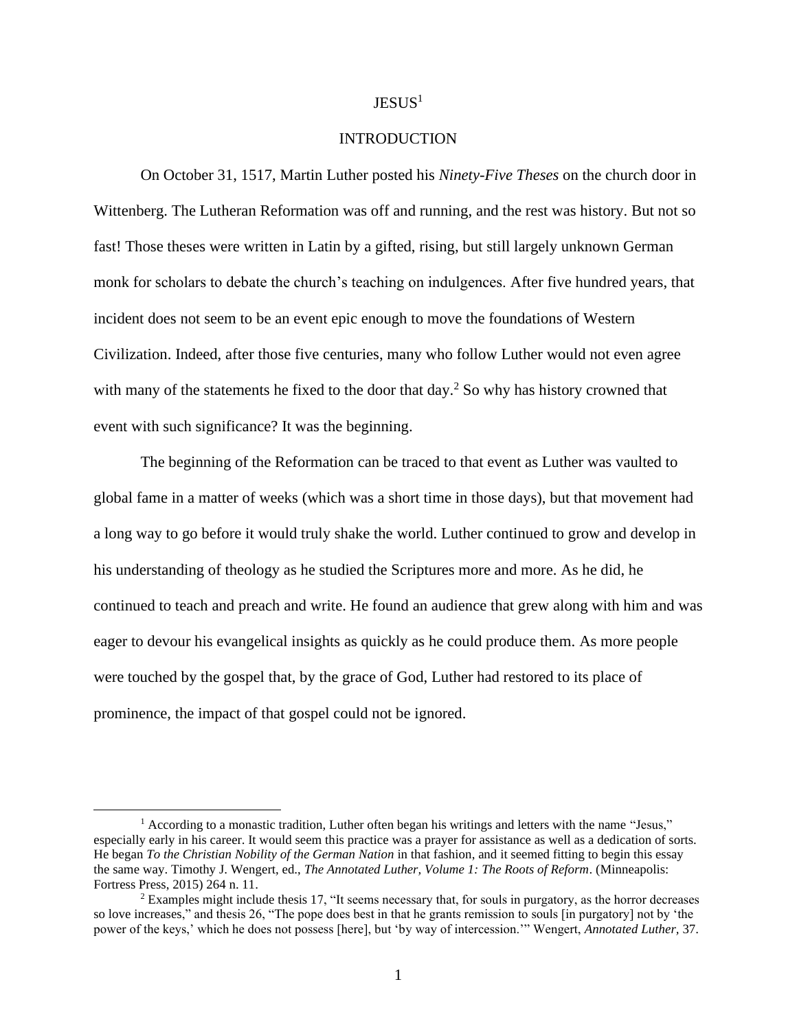JESUS[1]

## INTRODUCTION

On October 31, 1517, Martin Luther posted his *Ninety-Five Theses* on the church door in Wittenberg. The Lutheran Reformation was off and running, and the rest was history. But not so fast! Those theses were written in Latin by a gifted, rising, but still largely unknown German monk for scholars to debate the church's teaching on indulgences. After five hundred years, that incident does not seem to be an event epic enough to move the foundations of Western Civilization. Indeed, after those five centuries, many who follow Luther would not even agree with many of the statements he fixed to the door that day.[2] So why has history crowned that event with such significance? It was the beginning.

The beginning of the Reformation can be traced to that event as Luther was vaulted to global fame in a matter of weeks (which was a short time in those days), but that movement had a long way to go before it would truly shake the world. Luther continued to grow and develop in his understanding of theology as he studied the Scriptures more and more. As he did, he continued to teach and preach and write. He found an audience that grew along with him and was eager to devour his evangelical insights as quickly as he could produce them. As more people were touched by the gospel that, by the grace of God, Luther had restored to its place of prominence, the impact of that gospel could not be ignored.

---

[1] According to a monastic tradition, Luther often began his writings and letters with the name "Jesus," especially early in his career. It would seem this practice was a prayer for assistance as well as a dedication of sorts. He began *To the Christian Nobility of the German Nation* in that fashion, and it seemed fitting to begin this essay the same way. Timothy J. Wengert, ed., *The Annotated Luther, Volume 1: The Roots of Reform*. (Minneapolis: Fortress Press, 2015) 264 n. 11.

[2] Examples might include thesis 17, "It seems necessary that, for souls in purgatory, as the horror decreases so love increases," and thesis 26, "The pope does best in that he grants remission to souls [in purgatory] not by 'the power of the keys,' which he does not possess [here], but 'by way of intercession.'" Wengert, *Annotated Luther,* 37.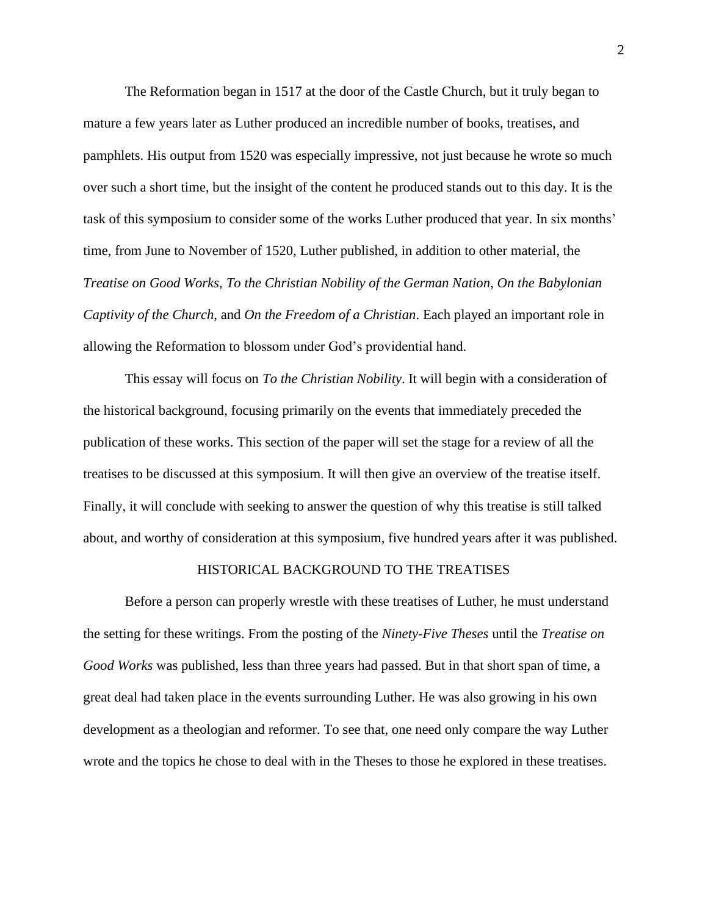The Reformation began in 1517 at the door of the Castle Church, but it truly began to mature a few years later as Luther produced an incredible number of books, treatises, and pamphlets. His output from 1520 was especially impressive, not just because he wrote so much over such a short time, but the insight of the content he produced stands out to this day. It is the task of this symposium to consider some of the works Luther produced that year. In six months' time, from June to November of 1520, Luther published, in addition to other material, the *Treatise on Good Works*, *To the Christian Nobility of the German Nation*, *On the Babylonian Captivity of the Church*, and *On the Freedom of a Christian*. Each played an important role in allowing the Reformation to blossom under God's providential hand.

This essay will focus on *To the Christian Nobility*. It will begin with a consideration of the historical background, focusing primarily on the events that immediately preceded the publication of these works. This section of the paper will set the stage for a review of all the treatises to be discussed at this symposium. It will then give an overview of the treatise itself. Finally, it will conclude with seeking to answer the question of why this treatise is still talked about, and worthy of consideration at this symposium, five hundred years after it was published.

## HISTORICAL BACKGROUND TO THE TREATISES

Before a person can properly wrestle with these treatises of Luther, he must understand the setting for these writings. From the posting of the *Ninety-Five Theses* until the *Treatise on Good Works* was published, less than three years had passed. But in that short span of time, a great deal had taken place in the events surrounding Luther. He was also growing in his own development as a theologian and reformer. To see that, one need only compare the way Luther wrote and the topics he chose to deal with in the Theses to those he explored in these treatises.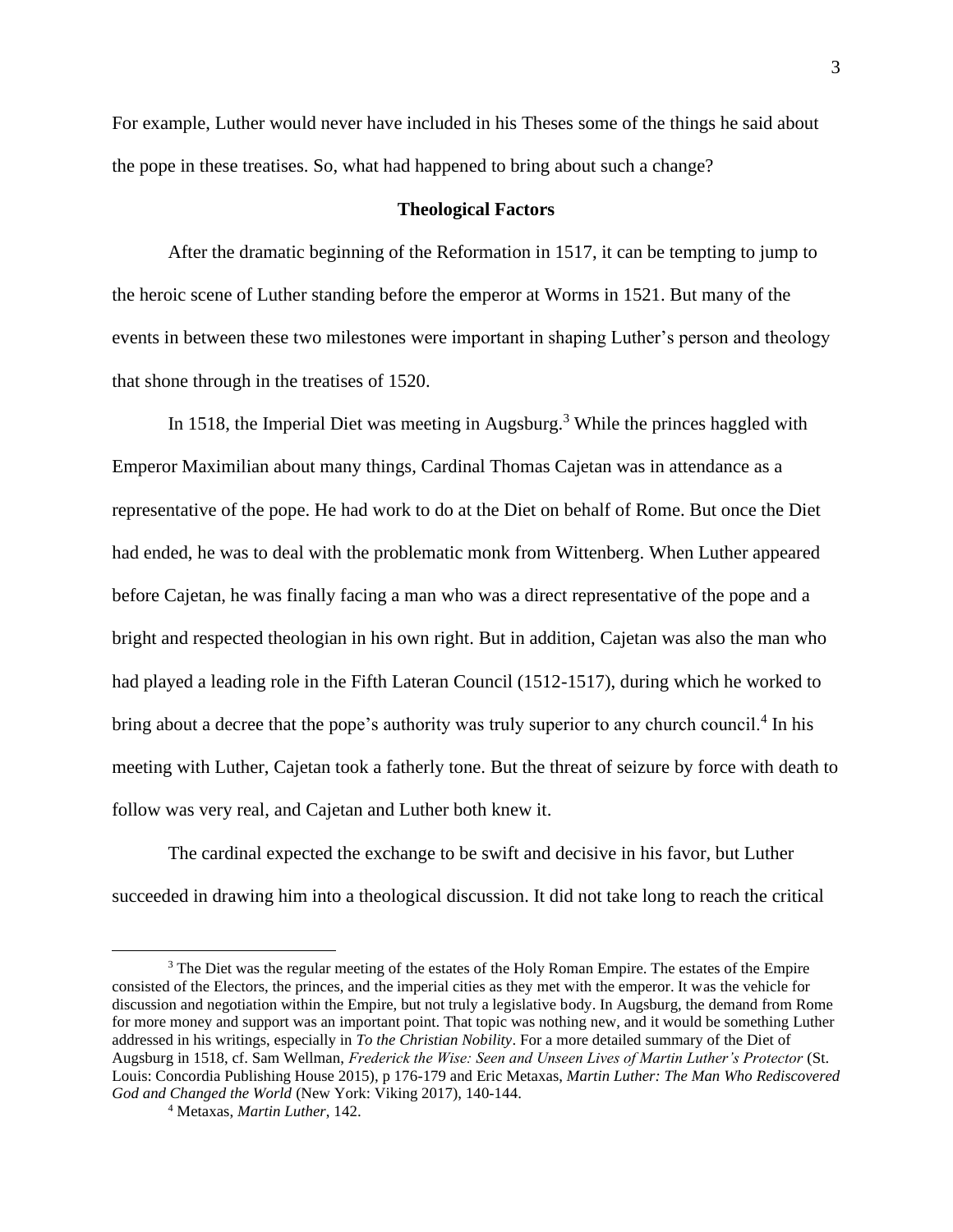For example, Luther would never have included in his Theses some of the things he said about the pope in these treatises. So, what had happened to bring about such a change?

## Theological Factors

After the dramatic beginning of the Reformation in 1517, it can be tempting to jump to the heroic scene of Luther standing before the emperor at Worms in 1521. But many of the events in between these two milestones were important in shaping Luther's person and theology that shone through in the treatises of 1520.

In 1518, the Imperial Diet was meeting in Augsburg.[3] While the princes haggled with Emperor Maximilian about many things, Cardinal Thomas Cajetan was in attendance as a representative of the pope. He had work to do at the Diet on behalf of Rome. But once the Diet had ended, he was to deal with the problematic monk from Wittenberg. When Luther appeared before Cajetan, he was finally facing a man who was a direct representative of the pope and a bright and respected theologian in his own right. But in addition, Cajetan was also the man who had played a leading role in the Fifth Lateran Council (1512-1517), during which he worked to bring about a decree that the pope's authority was truly superior to any church council.[4] In his meeting with Luther, Cajetan took a fatherly tone. But the threat of seizure by force with death to follow was very real, and Cajetan and Luther both knew it.

The cardinal expected the exchange to be swift and decisive in his favor, but Luther succeeded in drawing him into a theological discussion. It did not take long to reach the critical

---

[3] The Diet was the regular meeting of the estates of the Holy Roman Empire. The estates of the Empire consisted of the Electors, the princes, and the imperial cities as they met with the emperor. It was the vehicle for discussion and negotiation within the Empire, but not truly a legislative body. In Augsburg, the demand from Rome for more money and support was an important point. That topic was nothing new, and it would be something Luther addressed in his writings, especially in *To the Christian Nobility*. For a more detailed summary of the Diet of Augsburg in 1518, cf. Sam Wellman, *Frederick the Wise: Seen and Unseen Lives of Martin Luther's Protector* (St. Louis: Concordia Publishing House 2015), p 176-179 and Eric Metaxas, *Martin Luther: The Man Who Rediscovered God and Changed the World* (New York: Viking 2017), 140-144.

[4] Metaxas, *Martin Luther*, 142.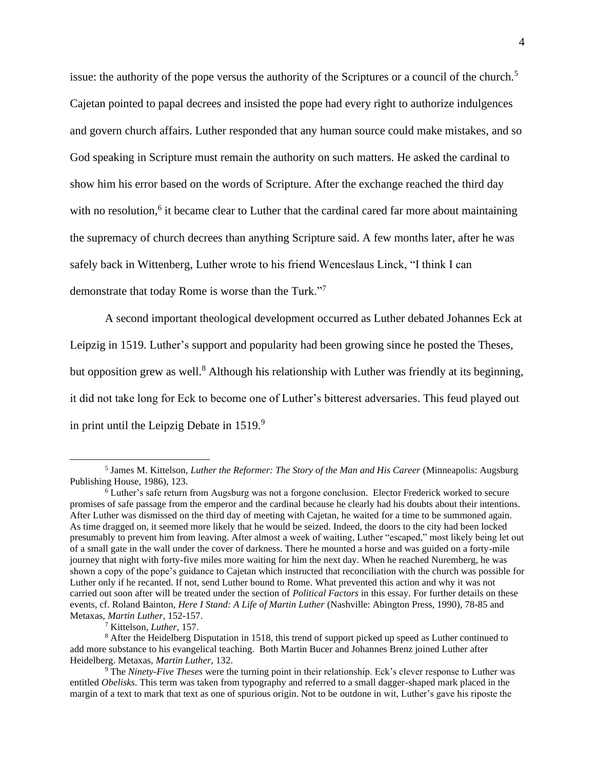issue: the authority of the pope versus the authority of the Scriptures or a council of the church.[5] Cajetan pointed to papal decrees and insisted the pope had every right to authorize indulgences and govern church affairs. Luther responded that any human source could make mistakes, and so God speaking in Scripture must remain the authority on such matters. He asked the cardinal to show him his error based on the words of Scripture. After the exchange reached the third day with no resolution,[6] it became clear to Luther that the cardinal cared far more about maintaining the supremacy of church decrees than anything Scripture said. A few months later, after he was safely back in Wittenberg, Luther wrote to his friend Wenceslaus Linck, "I think I can demonstrate that today Rome is worse than the Turk."[7]

A second important theological development occurred as Luther debated Johannes Eck at Leipzig in 1519. Luther's support and popularity had been growing since he posted the Theses, but opposition grew as well.[8] Although his relationship with Luther was friendly at its beginning, it did not take long for Eck to become one of Luther's bitterest adversaries. This feud played out in print until the Leipzig Debate in 1519.[9]

---

[5] James M. Kittelson, *Luther the Reformer: The Story of the Man and His Career* (Minneapolis: Augsburg Publishing House, 1986), 123.

[6] Luther's safe return from Augsburg was not a forgone conclusion. Elector Frederick worked to secure promises of safe passage from the emperor and the cardinal because he clearly had his doubts about their intentions. After Luther was dismissed on the third day of meeting with Cajetan, he waited for a time to be summoned again. As time dragged on, it seemed more likely that he would be seized. Indeed, the doors to the city had been locked presumably to prevent him from leaving. After almost a week of waiting, Luther "escaped," most likely being let out of a small gate in the wall under the cover of darkness. There he mounted a horse and was guided on a forty-mile journey that night with forty-five miles more waiting for him the next day. When he reached Nuremberg, he was shown a copy of the pope's guidance to Cajetan which instructed that reconciliation with the church was possible for Luther only if he recanted. If not, send Luther bound to Rome. What prevented this action and why it was not carried out soon after will be treated under the section of *Political Factors* in this essay. For further details on these events, cf. Roland Bainton, *Here I Stand: A Life of Martin Luther* (Nashville: Abington Press, 1990), 78-85 and Metaxas, *Martin Luther*, 152-157.

[7] Kittelson, *Luther*, 157.

[8] After the Heidelberg Disputation in 1518, this trend of support picked up speed as Luther continued to add more substance to his evangelical teaching. Both Martin Bucer and Johannes Brenz joined Luther after Heidelberg. Metaxas, *Martin Luther*, 132.

[9] The *Ninety-Five Theses* were the turning point in their relationship. Eck's clever response to Luther was entitled *Obelisks*. This term was taken from typography and referred to a small dagger-shaped mark placed in the margin of a text to mark that text as one of spurious origin. Not to be outdone in wit, Luther's gave his riposte the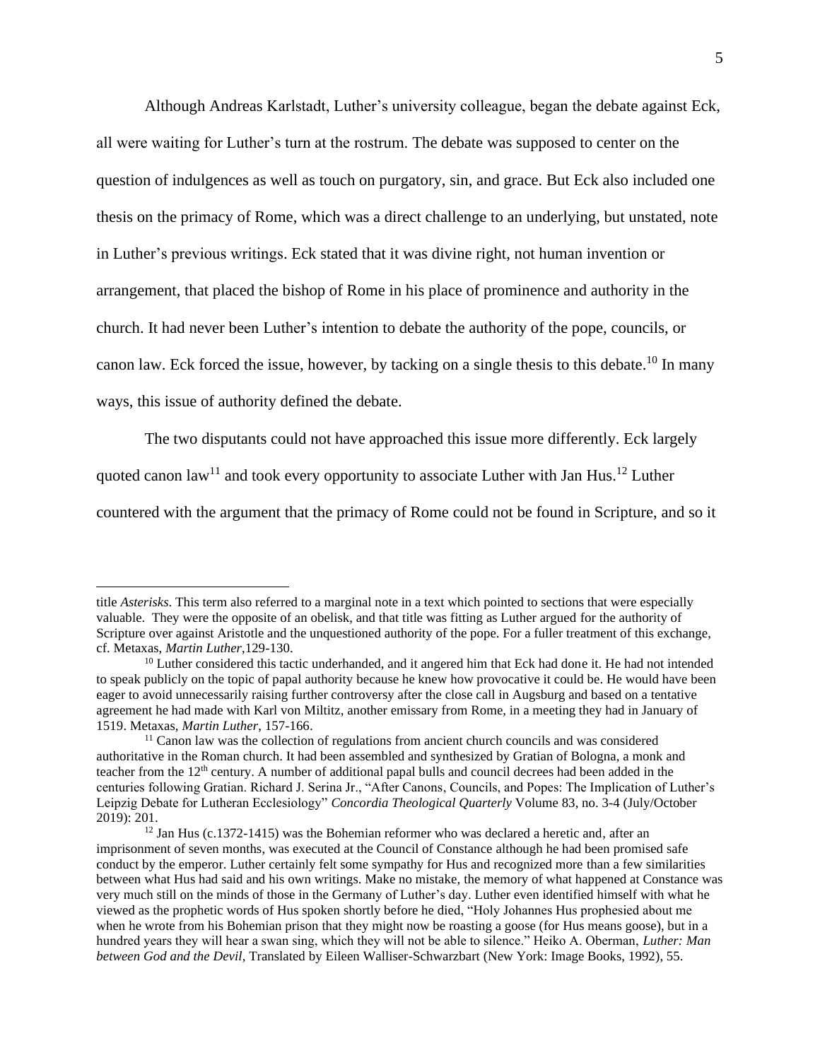Although Andreas Karlstadt, Luther's university colleague, began the debate against Eck, all were waiting for Luther's turn at the rostrum. The debate was supposed to center on the question of indulgences as well as touch on purgatory, sin, and grace. But Eck also included one thesis on the primacy of Rome, which was a direct challenge to an underlying, but unstated, note in Luther's previous writings. Eck stated that it was divine right, not human invention or arrangement, that placed the bishop of Rome in his place of prominence and authority in the church. It had never been Luther's intention to debate the authority of the pope, councils, or canon law. Eck forced the issue, however, by tacking on a single thesis to this debate.[10] In many ways, this issue of authority defined the debate.

The two disputants could not have approached this issue more differently. Eck largely quoted canon law[11] and took every opportunity to associate Luther with Jan Hus.[12] Luther countered with the argument that the primacy of Rome could not be found in Scripture, and so it

---

title *Asterisks*. This term also referred to a marginal note in a text which pointed to sections that were especially valuable. They were the opposite of an obelisk, and that title was fitting as Luther argued for the authority of Scripture over against Aristotle and the unquestioned authority of the pope. For a fuller treatment of this exchange, cf. Metaxas, *Martin Luther*,129-130.

[10] Luther considered this tactic underhanded, and it angered him that Eck had done it. He had not intended to speak publicly on the topic of papal authority because he knew how provocative it could be. He would have been eager to avoid unnecessarily raising further controversy after the close call in Augsburg and based on a tentative agreement he had made with Karl von Miltitz, another emissary from Rome, in a meeting they had in January of 1519. Metaxas, *Martin Luther*, 157-166.

[11] Canon law was the collection of regulations from ancient church councils and was considered authoritative in the Roman church. It had been assembled and synthesized by Gratian of Bologna, a monk and teacher from the 12th century. A number of additional papal bulls and council decrees had been added in the centuries following Gratian. Richard J. Serina Jr., "After Canons, Councils, and Popes: The Implication of Luther's Leipzig Debate for Lutheran Ecclesiology" *Concordia Theological Quarterly* Volume 83, no. 3-4 (July/October 2019): 201.

[12] Jan Hus (c.1372-1415) was the Bohemian reformer who was declared a heretic and, after an imprisonment of seven months, was executed at the Council of Constance although he had been promised safe conduct by the emperor. Luther certainly felt some sympathy for Hus and recognized more than a few similarities between what Hus had said and his own writings. Make no mistake, the memory of what happened at Constance was very much still on the minds of those in the Germany of Luther's day. Luther even identified himself with what he viewed as the prophetic words of Hus spoken shortly before he died, "Holy Johannes Hus prophesied about me when he wrote from his Bohemian prison that they might now be roasting a goose (for Hus means goose), but in a hundred years they will hear a swan sing, which they will not be able to silence." Heiko A. Oberman, *Luther: Man between God and the Devil*, Translated by Eileen Walliser-Schwarzbart (New York: Image Books, 1992), 55.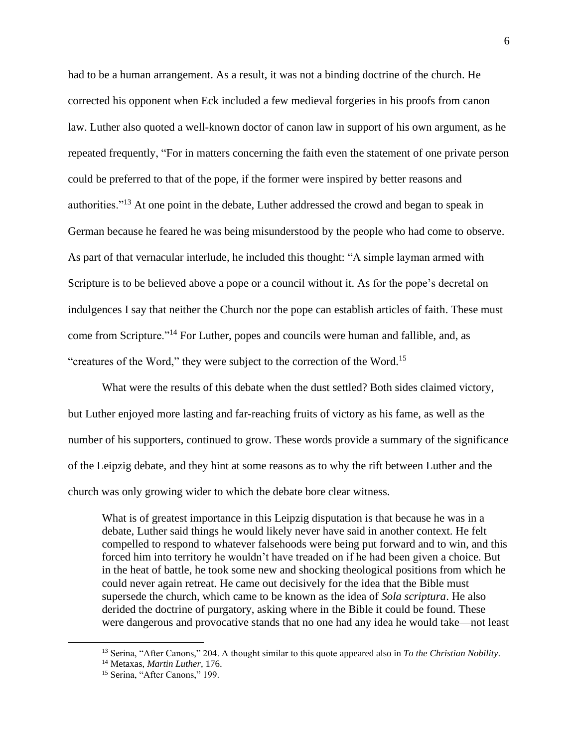had to be a human arrangement. As a result, it was not a binding doctrine of the church. He corrected his opponent when Eck included a few medieval forgeries in his proofs from canon law. Luther also quoted a well-known doctor of canon law in support of his own argument, as he repeated frequently, "For in matters concerning the faith even the statement of one private person could be preferred to that of the pope, if the former were inspired by better reasons and authorities."[13] At one point in the debate, Luther addressed the crowd and began to speak in German because he feared he was being misunderstood by the people who had come to observe. As part of that vernacular interlude, he included this thought: "A simple layman armed with Scripture is to be believed above a pope or a council without it. As for the pope's decretal on indulgences I say that neither the Church nor the pope can establish articles of faith. These must come from Scripture."[14] For Luther, popes and councils were human and fallible, and, as "creatures of the Word," they were subject to the correction of the Word.[15]

What were the results of this debate when the dust settled? Both sides claimed victory, but Luther enjoyed more lasting and far-reaching fruits of victory as his fame, as well as the number of his supporters, continued to grow. These words provide a summary of the significance of the Leipzig debate, and they hint at some reasons as to why the rift between Luther and the church was only growing wider to which the debate bore clear witness.

> What is of greatest importance in this Leipzig disputation is that because he was in a debate, Luther said things he would likely never have said in another context. He felt compelled to respond to whatever falsehoods were being put forward and to win, and this forced him into territory he wouldn't have treaded on if he had been given a choice. But in the heat of battle, he took some new and shocking theological positions from which he could never again retreat. He came out decisively for the idea that the Bible must supersede the church, which came to be known as the idea of *Sola scriptura*. He also derided the doctrine of purgatory, asking where in the Bible it could be found. These were dangerous and provocative stands that no one had any idea he would take—not least

---

[13] Serina, "After Canons," 204. A thought similar to this quote appeared also in *To the Christian Nobility*.

[14] Metaxas, *Martin Luther*, 176.

[15] Serina, "After Canons," 199.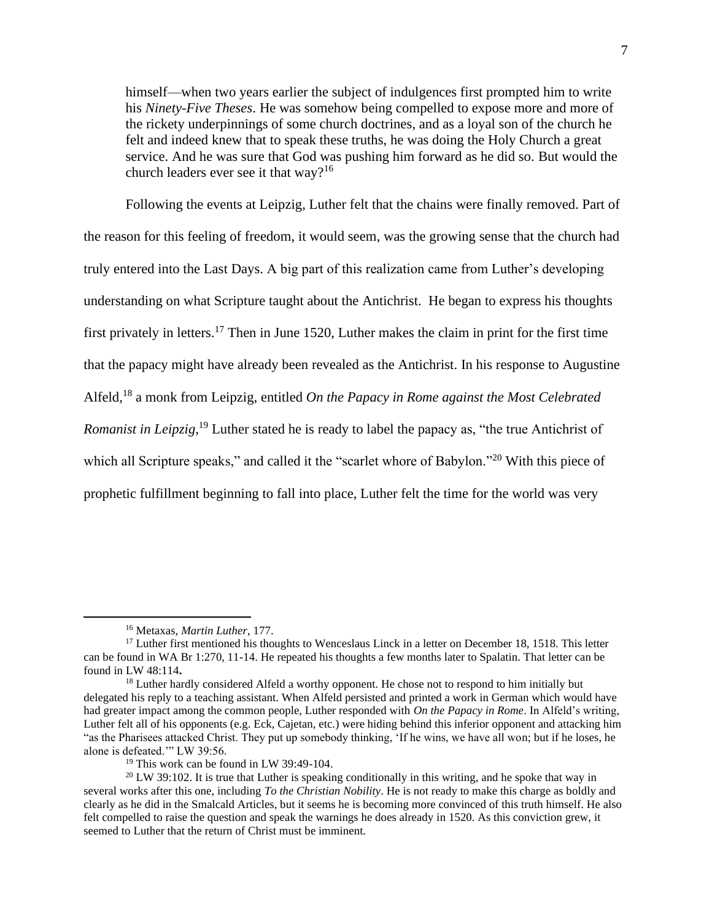> himself—when two years earlier the subject of indulgences first prompted him to write his *Ninety-Five Theses*. He was somehow being compelled to expose more and more of the rickety underpinnings of some church doctrines, and as a loyal son of the church he felt and indeed knew that to speak these truths, he was doing the Holy Church a great service. And he was sure that God was pushing him forward as he did so. But would the church leaders ever see it that way?[16]

Following the events at Leipzig, Luther felt that the chains were finally removed. Part of the reason for this feeling of freedom, it would seem, was the growing sense that the church had truly entered into the Last Days. A big part of this realization came from Luther's developing understanding on what Scripture taught about the Antichrist. He began to express his thoughts first privately in letters.[17] Then in June 1520, Luther makes the claim in print for the first time that the papacy might have already been revealed as the Antichrist. In his response to Augustine Alfeld,[18] a monk from Leipzig, entitled *On the Papacy in Rome against the Most Celebrated Romanist in Leipzig*,[19] Luther stated he is ready to label the papacy as, "the true Antichrist of which all Scripture speaks," and called it the "scarlet whore of Babylon."[20] With this piece of prophetic fulfillment beginning to fall into place, Luther felt the time for the world was very

---

[16] Metaxas, *Martin Luther*, 177.

[17] Luther first mentioned his thoughts to Wenceslaus Linck in a letter on December 18, 1518. This letter can be found in WA Br 1:270, 11-14. He repeated his thoughts a few months later to Spalatin. That letter can be found in LW 48:114**.**

[18] Luther hardly considered Alfeld a worthy opponent. He chose not to respond to him initially but delegated his reply to a teaching assistant. When Alfeld persisted and printed a work in German which would have had greater impact among the common people, Luther responded with *On the Papacy in Rome*. In Alfeld's writing, Luther felt all of his opponents (e.g. Eck, Cajetan, etc.) were hiding behind this inferior opponent and attacking him "as the Pharisees attacked Christ. They put up somebody thinking, 'If he wins, we have all won; but if he loses, he alone is defeated.'" LW 39:56.

[19] This work can be found in LW 39:49-104.

[20] LW 39:102. It is true that Luther is speaking conditionally in this writing, and he spoke that way in several works after this one, including *To the Christian Nobility*. He is not ready to make this charge as boldly and clearly as he did in the Smalcald Articles, but it seems he is becoming more convinced of this truth himself. He also felt compelled to raise the question and speak the warnings he does already in 1520. As this conviction grew, it seemed to Luther that the return of Christ must be imminent.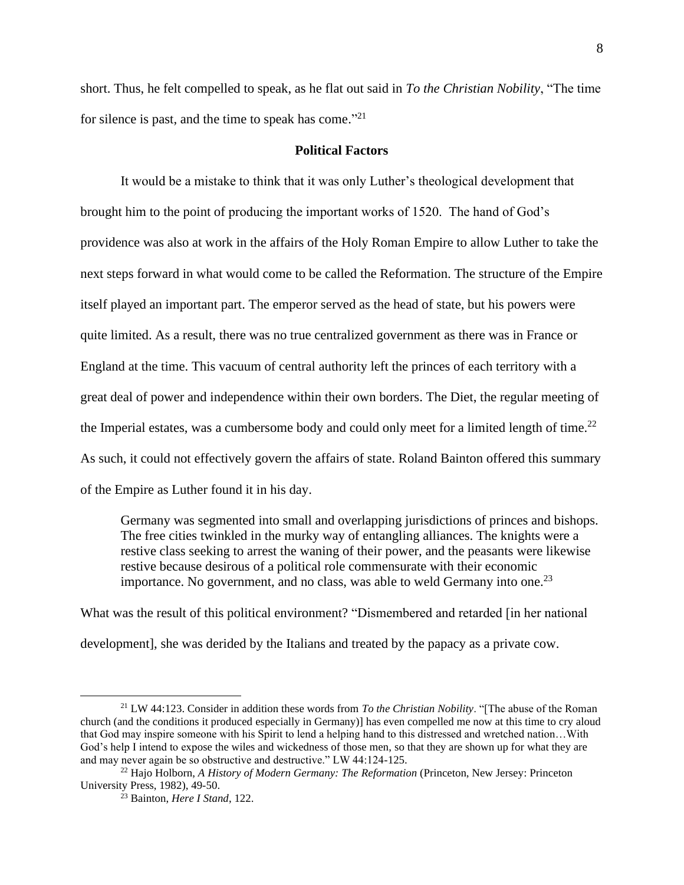short. Thus, he felt compelled to speak, as he flat out said in *To the Christian Nobility*, "The time for silence is past, and the time to speak has come."[21]

## Political Factors

It would be a mistake to think that it was only Luther's theological development that brought him to the point of producing the important works of 1520. The hand of God's providence was also at work in the affairs of the Holy Roman Empire to allow Luther to take the next steps forward in what would come to be called the Reformation. The structure of the Empire itself played an important part. The emperor served as the head of state, but his powers were quite limited. As a result, there was no true centralized government as there was in France or England at the time. This vacuum of central authority left the princes of each territory with a great deal of power and independence within their own borders. The Diet, the regular meeting of the Imperial estates, was a cumbersome body and could only meet for a limited length of time.[22] As such, it could not effectively govern the affairs of state. Roland Bainton offered this summary of the Empire as Luther found it in his day.

> Germany was segmented into small and overlapping jurisdictions of princes and bishops. The free cities twinkled in the murky way of entangling alliances. The knights were a restive class seeking to arrest the waning of their power, and the peasants were likewise restive because desirous of a political role commensurate with their economic importance. No government, and no class, was able to weld Germany into one.[23]

What was the result of this political environment? "Dismembered and retarded [in her national development], she was derided by the Italians and treated by the papacy as a private cow.

---

[21] LW 44:123. Consider in addition these words from *To the Christian Nobility*. "[The abuse of the Roman church (and the conditions it produced especially in Germany)] has even compelled me now at this time to cry aloud that God may inspire someone with his Spirit to lend a helping hand to this distressed and wretched nation…With God's help I intend to expose the wiles and wickedness of those men, so that they are shown up for what they are and may never again be so obstructive and destructive." LW 44:124-125.

[22] Hajo Holborn, *A History of Modern Germany: The Reformation* (Princeton, New Jersey: Princeton University Press, 1982), 49-50.

[23] Bainton, *Here I Stand*, 122.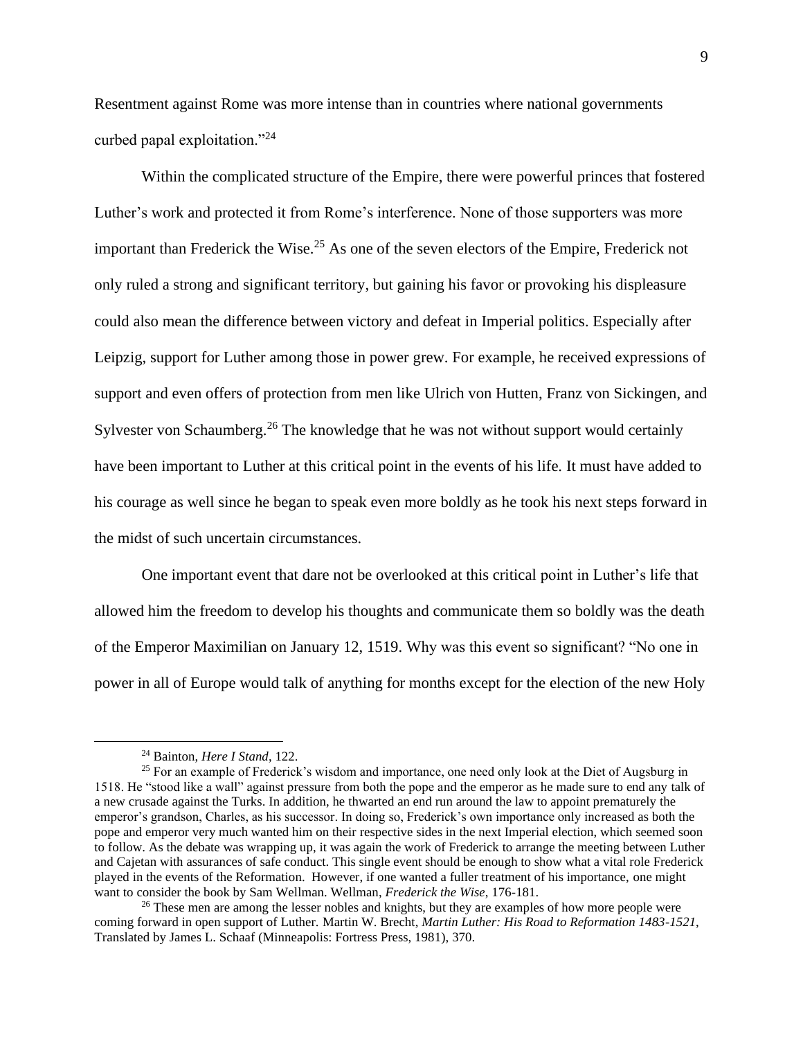Resentment against Rome was more intense than in countries where national governments curbed papal exploitation."[24]

Within the complicated structure of the Empire, there were powerful princes that fostered Luther's work and protected it from Rome's interference. None of those supporters was more important than Frederick the Wise.[25] As one of the seven electors of the Empire, Frederick not only ruled a strong and significant territory, but gaining his favor or provoking his displeasure could also mean the difference between victory and defeat in Imperial politics. Especially after Leipzig, support for Luther among those in power grew. For example, he received expressions of support and even offers of protection from men like Ulrich von Hutten, Franz von Sickingen, and Sylvester von Schaumberg.[26] The knowledge that he was not without support would certainly have been important to Luther at this critical point in the events of his life. It must have added to his courage as well since he began to speak even more boldly as he took his next steps forward in the midst of such uncertain circumstances.

One important event that dare not be overlooked at this critical point in Luther's life that allowed him the freedom to develop his thoughts and communicate them so boldly was the death of the Emperor Maximilian on January 12, 1519. Why was this event so significant? "No one in power in all of Europe would talk of anything for months except for the election of the new Holy

---

[24] Bainton, *Here I Stand*, 122.

[25] For an example of Frederick's wisdom and importance, one need only look at the Diet of Augsburg in 1518. He "stood like a wall" against pressure from both the pope and the emperor as he made sure to end any talk of a new crusade against the Turks. In addition, he thwarted an end run around the law to appoint prematurely the emperor's grandson, Charles, as his successor. In doing so, Frederick's own importance only increased as both the pope and emperor very much wanted him on their respective sides in the next Imperial election, which seemed soon to follow. As the debate was wrapping up, it was again the work of Frederick to arrange the meeting between Luther and Cajetan with assurances of safe conduct. This single event should be enough to show what a vital role Frederick played in the events of the Reformation. However, if one wanted a fuller treatment of his importance, one might want to consider the book by Sam Wellman. Wellman, *Frederick the Wise*, 176-181.

[26] These men are among the lesser nobles and knights, but they are examples of how more people were coming forward in open support of Luther. Martin W. Brecht, *Martin Luther: His Road to Reformation 1483-1521*, Translated by James L. Schaaf (Minneapolis: Fortress Press, 1981), 370.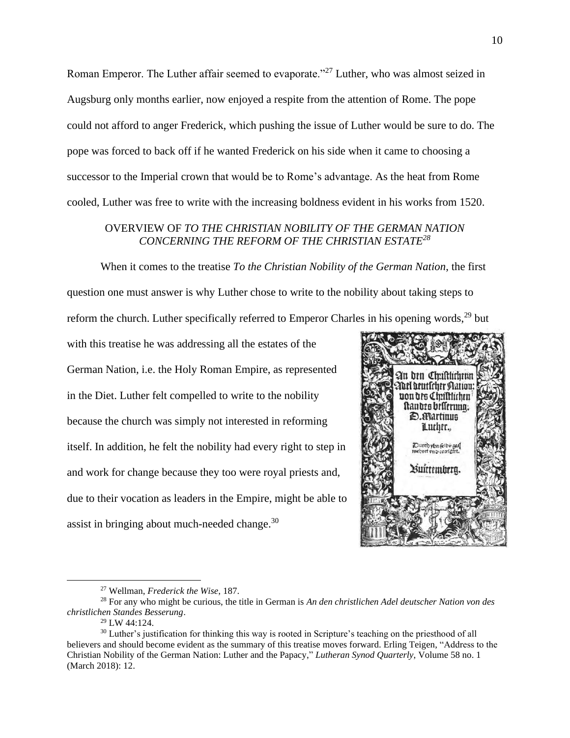Roman Emperor. The Luther affair seemed to evaporate."[27] Luther, who was almost seized in Augsburg only months earlier, now enjoyed a respite from the attention of Rome. The pope could not afford to anger Frederick, which pushing the issue of Luther would be sure to do. The pope was forced to back off if he wanted Frederick on his side when it came to choosing a successor to the Imperial crown that would be to Rome's advantage. As the heat from Rome cooled, Luther was free to write with the increasing boldness evident in his works from 1520.

## OVERVIEW OF *TO THE CHRISTIAN NOBILITY OF THE GERMAN NATION CONCERNING THE REFORM OF THE CHRISTIAN ESTATE*[28]

When it comes to the treatise *To the Christian Nobility of the German Nation*, the first question one must answer is why Luther chose to write to the nobility about taking steps to reform the church. Luther specifically referred to Emperor Charles in his opening words,[29] but with this treatise he was addressing all the estates of the German Nation, i.e. the Holy Roman Empire, as represented in the Diet. Luther felt compelled to write to the nobility because the church was simply not interested in reforming itself. In addition, he felt the nobility had every right to step in and work for change because they too were royal priests and, due to their vocation as leaders in the Empire, might be able to assist in bringing about much-needed change.[30]

---

[27] Wellman, *Frederick the Wise*, 187.

[28] For any who might be curious, the title in German is *An den christlichen Adel deutscher Nation von des christlichen Standes Besserung*.

[29] LW 44:124.

[30] Luther's justification for thinking this way is rooted in Scripture's teaching on the priesthood of all believers and should become evident as the summary of this treatise moves forward. Erling Teigen, "Address to the Christian Nobility of the German Nation: Luther and the Papacy," *Lutheran Synod Quarterly*, Volume 58 no. 1 (March 2018): 12.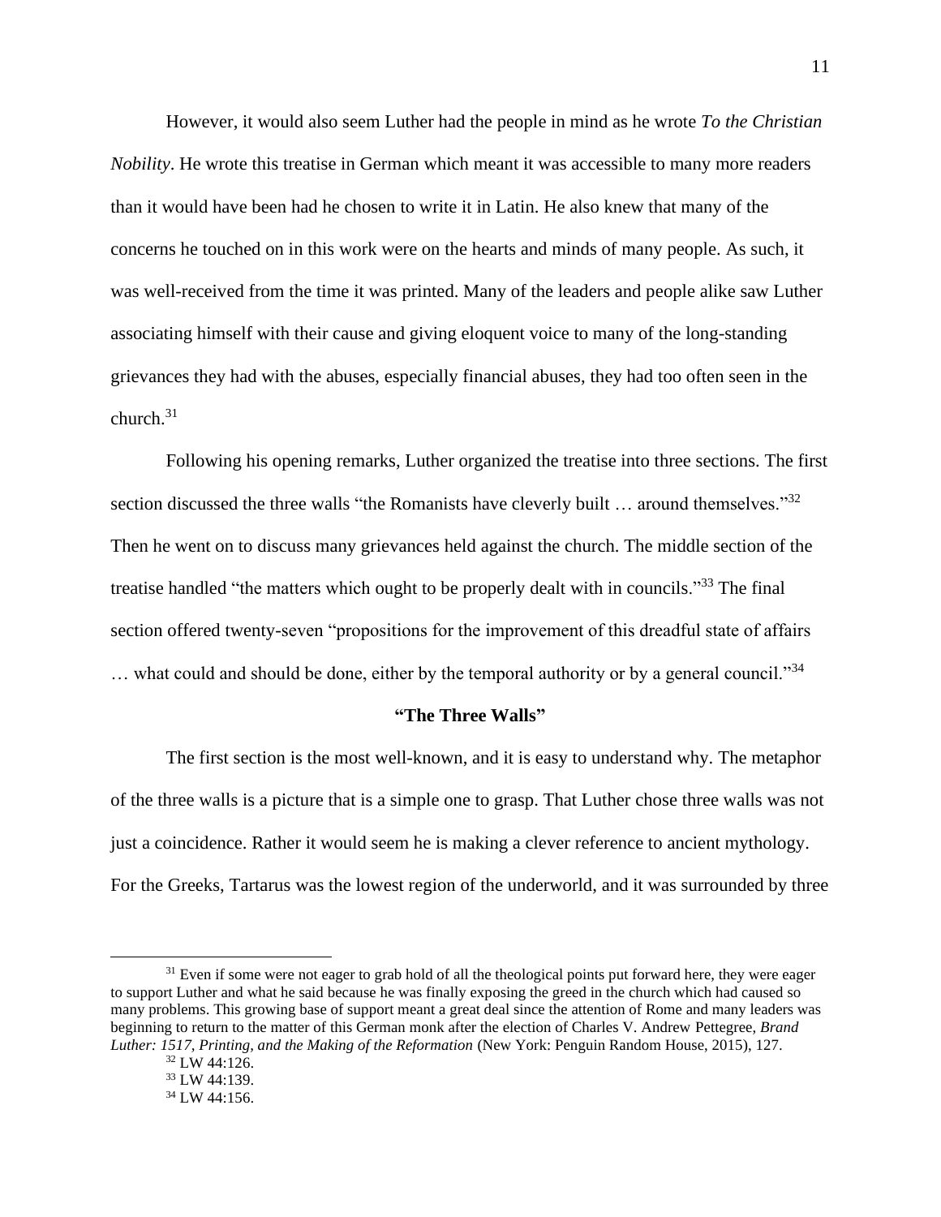However, it would also seem Luther had the people in mind as he wrote *To the Christian Nobility*. He wrote this treatise in German which meant it was accessible to many more readers than it would have been had he chosen to write it in Latin. He also knew that many of the concerns he touched on in this work were on the hearts and minds of many people. As such, it was well-received from the time it was printed. Many of the leaders and people alike saw Luther associating himself with their cause and giving eloquent voice to many of the long-standing grievances they had with the abuses, especially financial abuses, they had too often seen in the church.[31]

Following his opening remarks, Luther organized the treatise into three sections. The first section discussed the three walls "the Romanists have cleverly built … around themselves."[32] Then he went on to discuss many grievances held against the church. The middle section of the treatise handled "the matters which ought to be properly dealt with in councils."[33] The final section offered twenty-seven "propositions for the improvement of this dreadful state of affairs … what could and should be done, either by the temporal authority or by a general council."[34]

### "The Three Walls"

The first section is the most well-known, and it is easy to understand why. The metaphor of the three walls is a picture that is a simple one to grasp. That Luther chose three walls was not just a coincidence. Rather it would seem he is making a clever reference to ancient mythology. For the Greeks, Tartarus was the lowest region of the underworld, and it was surrounded by three

---

[31] Even if some were not eager to grab hold of all the theological points put forward here, they were eager to support Luther and what he said because he was finally exposing the greed in the church which had caused so many problems. This growing base of support meant a great deal since the attention of Rome and many leaders was beginning to return to the matter of this German monk after the election of Charles V. Andrew Pettegree, *Brand Luther: 1517, Printing, and the Making of the Reformation* (New York: Penguin Random House, 2015), 127.

[32] LW 44:126.

[33] LW 44:139.

[34] LW 44:156.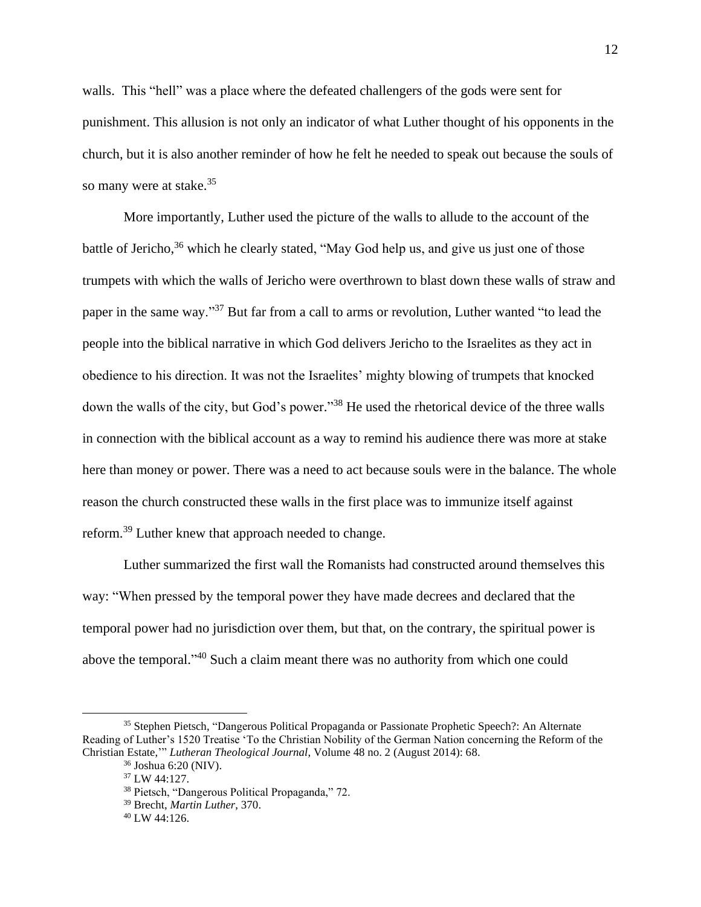walls. This "hell" was a place where the defeated challengers of the gods were sent for punishment. This allusion is not only an indicator of what Luther thought of his opponents in the church, but it is also another reminder of how he felt he needed to speak out because the souls of so many were at stake.[35]

More importantly, Luther used the picture of the walls to allude to the account of the battle of Jericho,[36] which he clearly stated, "May God help us, and give us just one of those trumpets with which the walls of Jericho were overthrown to blast down these walls of straw and paper in the same way."[37] But far from a call to arms or revolution, Luther wanted "to lead the people into the biblical narrative in which God delivers Jericho to the Israelites as they act in obedience to his direction. It was not the Israelites' mighty blowing of trumpets that knocked down the walls of the city, but God's power."[38] He used the rhetorical device of the three walls in connection with the biblical account as a way to remind his audience there was more at stake here than money or power. There was a need to act because souls were in the balance. The whole reason the church constructed these walls in the first place was to immunize itself against reform.[39] Luther knew that approach needed to change.

Luther summarized the first wall the Romanists had constructed around themselves this way: "When pressed by the temporal power they have made decrees and declared that the temporal power had no jurisdiction over them, but that, on the contrary, the spiritual power is above the temporal."[40] Such a claim meant there was no authority from which one could

---

[35] Stephen Pietsch, "Dangerous Political Propaganda or Passionate Prophetic Speech?: An Alternate Reading of Luther's 1520 Treatise 'To the Christian Nobility of the German Nation concerning the Reform of the Christian Estate,'" *Lutheran Theological Journal*, Volume 48 no. 2 (August 2014): 68.

[36] Joshua 6:20 (NIV).

[37] LW 44:127.

[38] Pietsch, "Dangerous Political Propaganda," 72.

[39] Brecht, *Martin Luther*, 370.

[40] LW 44:126.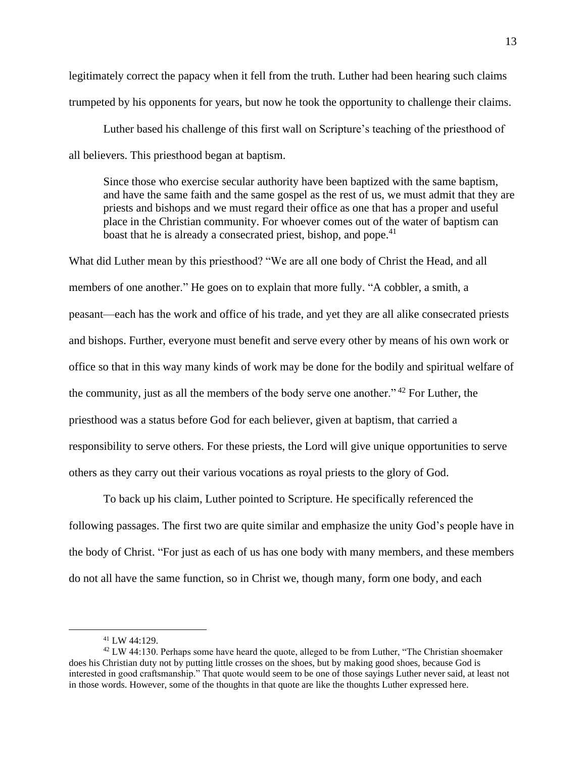legitimately correct the papacy when it fell from the truth. Luther had been hearing such claims trumpeted by his opponents for years, but now he took the opportunity to challenge their claims.

Luther based his challenge of this first wall on Scripture's teaching of the priesthood of all believers. This priesthood began at baptism.

> Since those who exercise secular authority have been baptized with the same baptism, and have the same faith and the same gospel as the rest of us, we must admit that they are priests and bishops and we must regard their office as one that has a proper and useful place in the Christian community. For whoever comes out of the water of baptism can boast that he is already a consecrated priest, bishop, and pope.[41]

What did Luther mean by this priesthood? "We are all one body of Christ the Head, and all members of one another." He goes on to explain that more fully. "A cobbler, a smith, a peasant—each has the work and office of his trade, and yet they are all alike consecrated priests and bishops. Further, everyone must benefit and serve every other by means of his own work or office so that in this way many kinds of work may be done for the bodily and spiritual welfare of the community, just as all the members of the body serve one another."[42] For Luther, the priesthood was a status before God for each believer, given at baptism, that carried a responsibility to serve others. For these priests, the Lord will give unique opportunities to serve others as they carry out their various vocations as royal priests to the glory of God.

To back up his claim, Luther pointed to Scripture. He specifically referenced the following passages. The first two are quite similar and emphasize the unity God's people have in the body of Christ. "For just as each of us has one body with many members, and these members do not all have the same function, so in Christ we, though many, form one body, and each

---

[41] LW 44:129.

[42] LW 44:130. Perhaps some have heard the quote, alleged to be from Luther, "The Christian shoemaker does his Christian duty not by putting little crosses on the shoes, but by making good shoes, because God is interested in good craftsmanship." That quote would seem to be one of those sayings Luther never said, at least not in those words. However, some of the thoughts in that quote are like the thoughts Luther expressed here.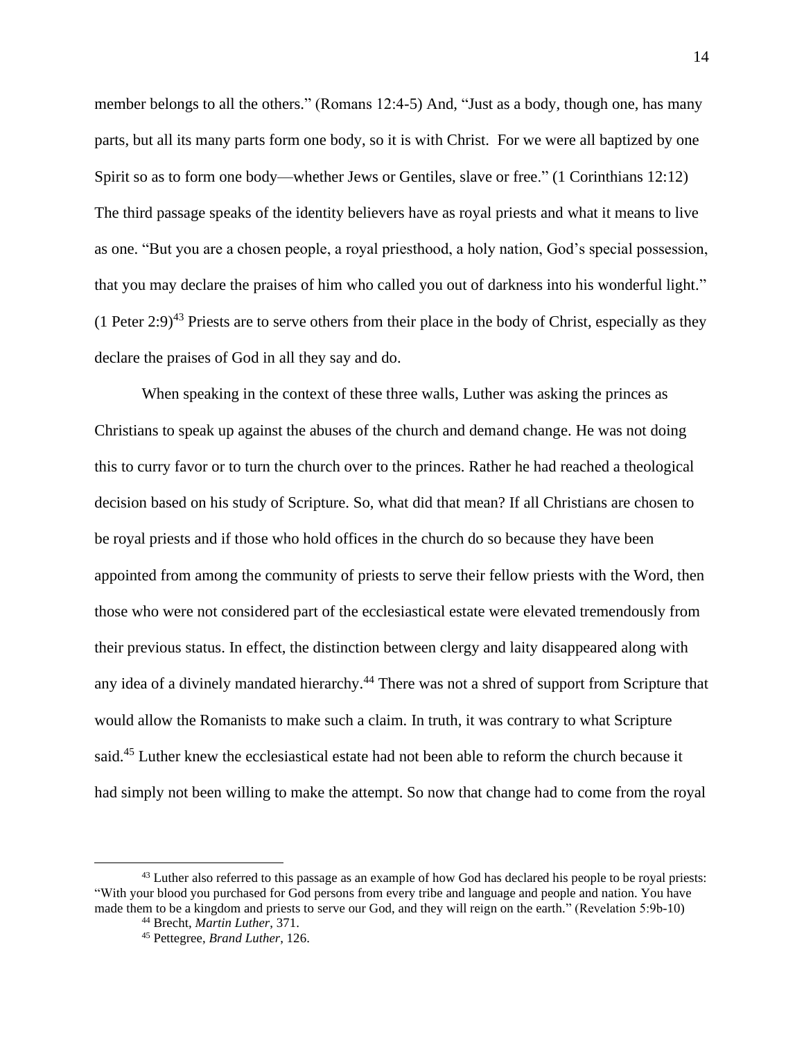member belongs to all the others." (Romans 12:4-5) And, "Just as a body, though one, has many parts, but all its many parts form one body, so it is with Christ. For we were all baptized by one Spirit so as to form one body—whether Jews or Gentiles, slave or free." (1 Corinthians 12:12) The third passage speaks of the identity believers have as royal priests and what it means to live as one. "But you are a chosen people, a royal priesthood, a holy nation, God's special possession, that you may declare the praises of him who called you out of darkness into his wonderful light." (1 Peter 2:9)[43] Priests are to serve others from their place in the body of Christ, especially as they declare the praises of God in all they say and do.

When speaking in the context of these three walls, Luther was asking the princes as Christians to speak up against the abuses of the church and demand change. He was not doing this to curry favor or to turn the church over to the princes. Rather he had reached a theological decision based on his study of Scripture. So, what did that mean? If all Christians are chosen to be royal priests and if those who hold offices in the church do so because they have been appointed from among the community of priests to serve their fellow priests with the Word, then those who were not considered part of the ecclesiastical estate were elevated tremendously from their previous status. In effect, the distinction between clergy and laity disappeared along with any idea of a divinely mandated hierarchy.[44] There was not a shred of support from Scripture that would allow the Romanists to make such a claim. In truth, it was contrary to what Scripture said.[45] Luther knew the ecclesiastical estate had not been able to reform the church because it had simply not been willing to make the attempt. So now that change had to come from the royal

---

[43] Luther also referred to this passage as an example of how God has declared his people to be royal priests: "With your blood you purchased for God persons from every tribe and language and people and nation. You have made them to be a kingdom and priests to serve our God, and they will reign on the earth." (Revelation 5:9b-10)

[44] Brecht, *Martin Luther*, 371.

[45] Pettegree, *Brand Luther*, 126.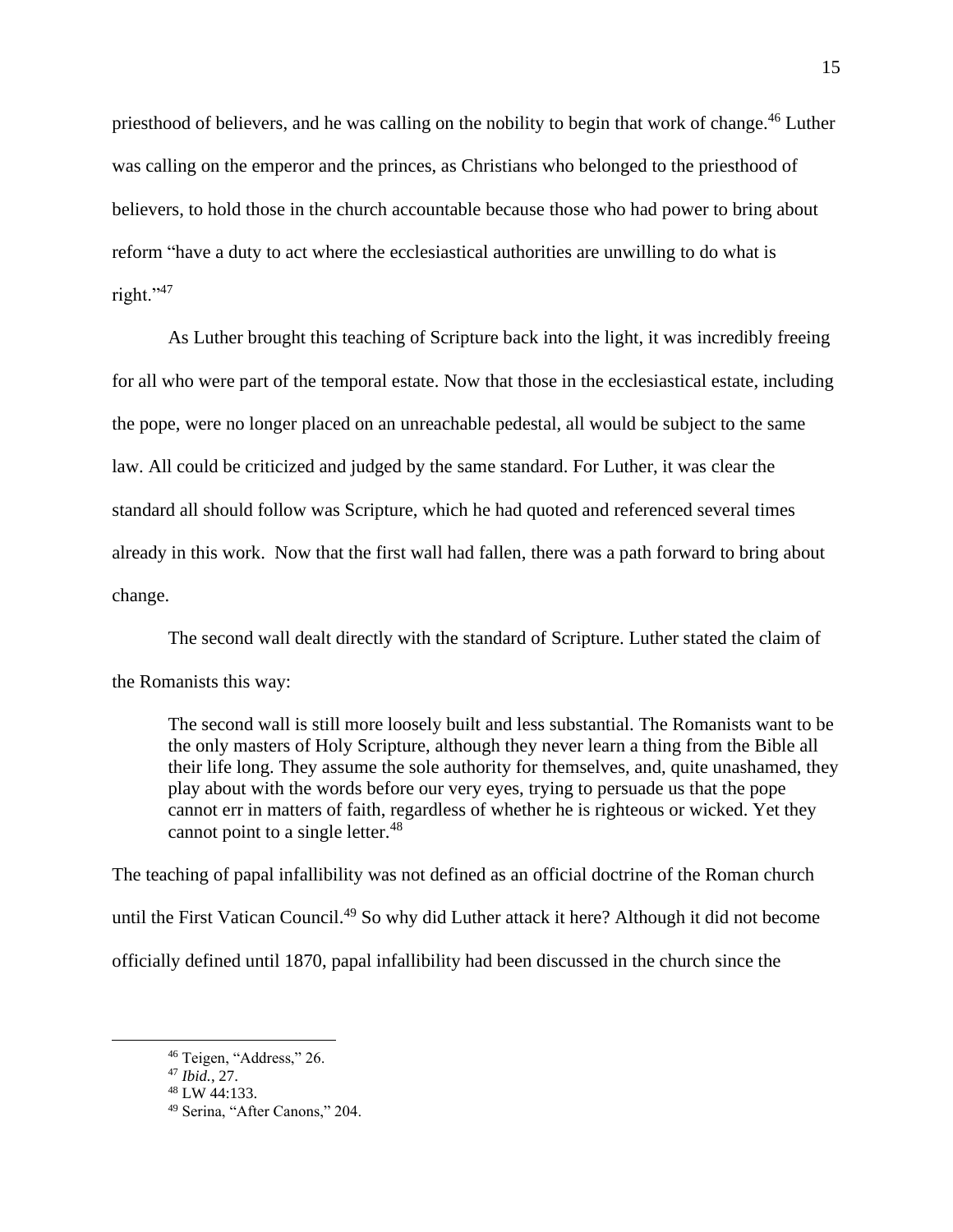priesthood of believers, and he was calling on the nobility to begin that work of change.[46] Luther was calling on the emperor and the princes, as Christians who belonged to the priesthood of believers, to hold those in the church accountable because those who had power to bring about reform "have a duty to act where the ecclesiastical authorities are unwilling to do what is right."[47]

As Luther brought this teaching of Scripture back into the light, it was incredibly freeing for all who were part of the temporal estate. Now that those in the ecclesiastical estate, including the pope, were no longer placed on an unreachable pedestal, all would be subject to the same law. All could be criticized and judged by the same standard. For Luther, it was clear the standard all should follow was Scripture, which he had quoted and referenced several times already in this work. Now that the first wall had fallen, there was a path forward to bring about change.

The second wall dealt directly with the standard of Scripture. Luther stated the claim of the Romanists this way:

> The second wall is still more loosely built and less substantial. The Romanists want to be the only masters of Holy Scripture, although they never learn a thing from the Bible all their life long. They assume the sole authority for themselves, and, quite unashamed, they play about with the words before our very eyes, trying to persuade us that the pope cannot err in matters of faith, regardless of whether he is righteous or wicked. Yet they cannot point to a single letter.[48]

The teaching of papal infallibility was not defined as an official doctrine of the Roman church until the First Vatican Council.[49] So why did Luther attack it here? Although it did not become officially defined until 1870, papal infallibility had been discussed in the church since the

---

[46] Teigen, "Address," 26.
[47] *Ibid.*, 27.
[48] LW 44:133.
[49] Serina, "After Canons," 204.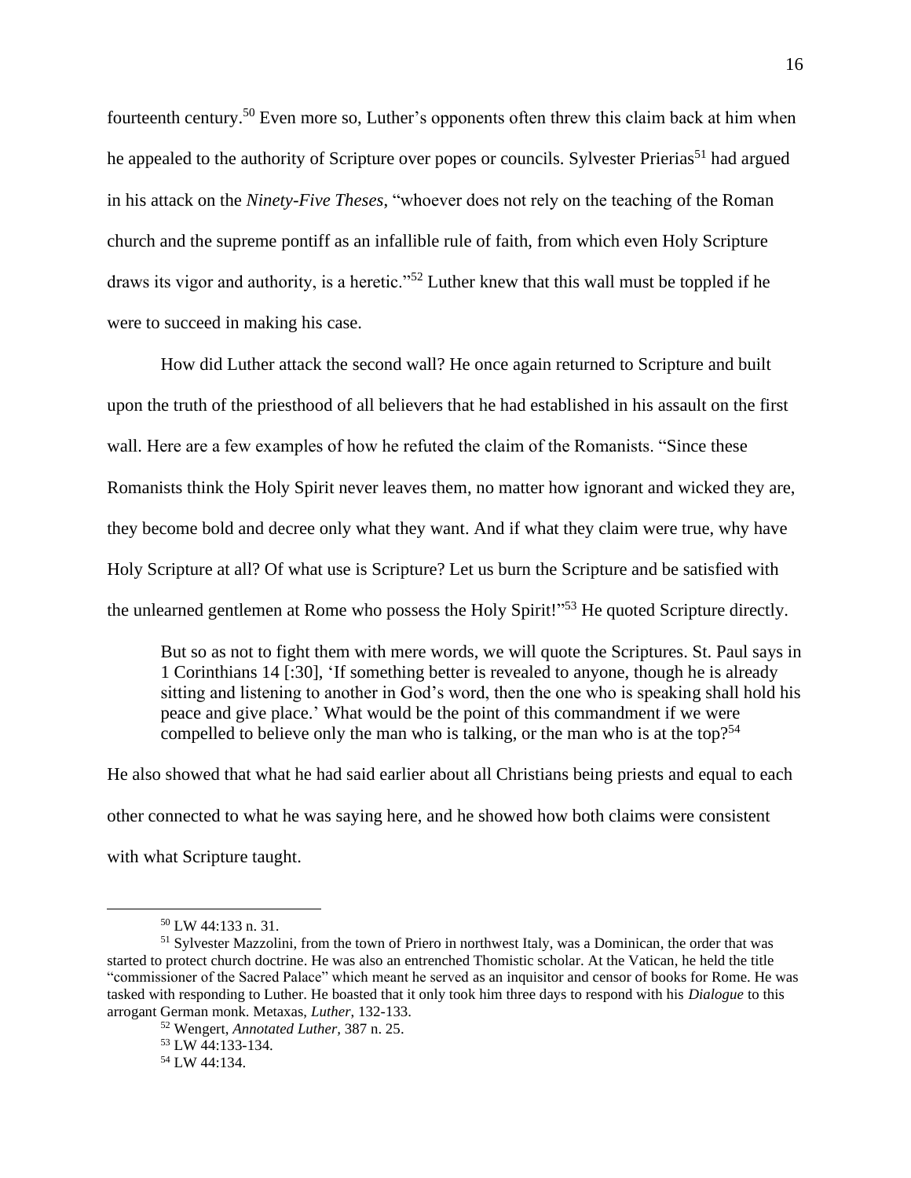fourteenth century.[50] Even more so, Luther's opponents often threw this claim back at him when he appealed to the authority of Scripture over popes or councils. Sylvester Prierias[51] had argued in his attack on the *Ninety-Five Theses*, "whoever does not rely on the teaching of the Roman church and the supreme pontiff as an infallible rule of faith, from which even Holy Scripture draws its vigor and authority, is a heretic."[52] Luther knew that this wall must be toppled if he were to succeed in making his case.

How did Luther attack the second wall? He once again returned to Scripture and built upon the truth of the priesthood of all believers that he had established in his assault on the first wall. Here are a few examples of how he refuted the claim of the Romanists. "Since these Romanists think the Holy Spirit never leaves them, no matter how ignorant and wicked they are, they become bold and decree only what they want. And if what they claim were true, why have Holy Scripture at all? Of what use is Scripture? Let us burn the Scripture and be satisfied with the unlearned gentlemen at Rome who possess the Holy Spirit!"[53] He quoted Scripture directly.

> But so as not to fight them with mere words, we will quote the Scriptures. St. Paul says in 1 Corinthians 14 [:30], 'If something better is revealed to anyone, though he is already sitting and listening to another in God's word, then the one who is speaking shall hold his peace and give place.' What would be the point of this commandment if we were compelled to believe only the man who is talking, or the man who is at the top?[54]

He also showed that what he had said earlier about all Christians being priests and equal to each other connected to what he was saying here, and he showed how both claims were consistent with what Scripture taught.

---

[50] LW 44:133 n. 31.

[51] Sylvester Mazzolini, from the town of Priero in northwest Italy, was a Dominican, the order that was started to protect church doctrine. He was also an entrenched Thomistic scholar. At the Vatican, he held the title "commissioner of the Sacred Palace" which meant he served as an inquisitor and censor of books for Rome. He was tasked with responding to Luther. He boasted that it only took him three days to respond with his *Dialogue* to this arrogant German monk. Metaxas, *Luther*, 132-133.

[52] Wengert, *Annotated Luther*, 387 n. 25.

[53] LW 44:133-134.

[54] LW 44:134.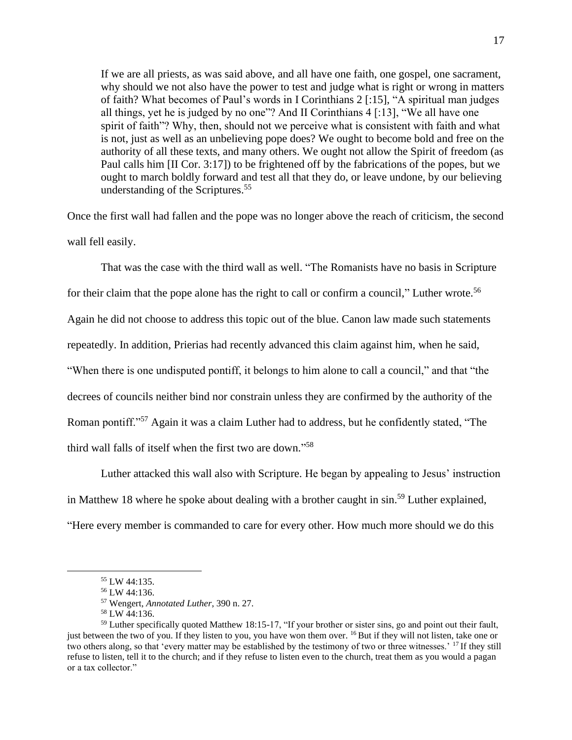> If we are all priests, as was said above, and all have one faith, one gospel, one sacrament, why should we not also have the power to test and judge what is right or wrong in matters of faith? What becomes of Paul's words in I Corinthians 2 [:15], "A spiritual man judges all things, yet he is judged by no one"? And II Corinthians 4 [:13], "We all have one spirit of faith"? Why, then, should not we perceive what is consistent with faith and what is not, just as well as an unbelieving pope does? We ought to become bold and free on the authority of all these texts, and many others. We ought not allow the Spirit of freedom (as Paul calls him [II Cor. 3:17]) to be frightened off by the fabrications of the popes, but we ought to march boldly forward and test all that they do, or leave undone, by our believing understanding of the Scriptures.[55]

Once the first wall had fallen and the pope was no longer above the reach of criticism, the second wall fell easily.

That was the case with the third wall as well. "The Romanists have no basis in Scripture for their claim that the pope alone has the right to call or confirm a council," Luther wrote.[56] Again he did not choose to address this topic out of the blue. Canon law made such statements repeatedly. In addition, Prierias had recently advanced this claim against him, when he said, "When there is one undisputed pontiff, it belongs to him alone to call a council," and that "the decrees of councils neither bind nor constrain unless they are confirmed by the authority of the Roman pontiff."[57] Again it was a claim Luther had to address, but he confidently stated, "The third wall falls of itself when the first two are down."[58]

Luther attacked this wall also with Scripture. He began by appealing to Jesus' instruction in Matthew 18 where he spoke about dealing with a brother caught in sin.[59] Luther explained, "Here every member is commanded to care for every other. How much more should we do this

---

[55] LW 44:135.

[56] LW 44:136.

[57] Wengert, *Annotated Luther*, 390 n. 27.

[58] LW 44:136.

[59] Luther specifically quoted Matthew 18:15-17, "If your brother or sister sins, go and point out their fault, just between the two of you. If they listen to you, you have won them over. [16] But if they will not listen, take one or two others along, so that 'every matter may be established by the testimony of two or three witnesses.' [17] If they still refuse to listen, tell it to the church; and if they refuse to listen even to the church, treat them as you would a pagan or a tax collector."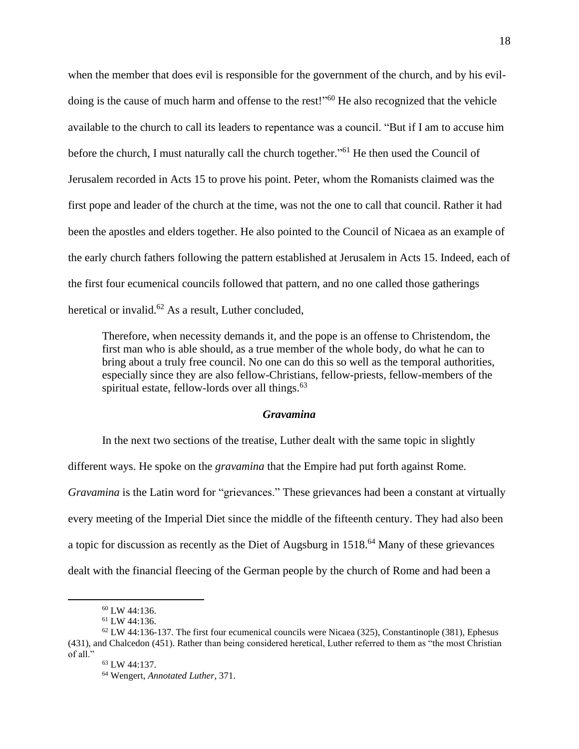when the member that does evil is responsible for the government of the church, and by his evil-doing is the cause of much harm and offense to the rest!"[60] He also recognized that the vehicle available to the church to call its leaders to repentance was a council. "But if I am to accuse him before the church, I must naturally call the church together."[61] He then used the Council of Jerusalem recorded in Acts 15 to prove his point. Peter, whom the Romanists claimed was the first pope and leader of the church at the time, was not the one to call that council. Rather it had been the apostles and elders together. He also pointed to the Council of Nicaea as an example of the early church fathers following the pattern established at Jerusalem in Acts 15. Indeed, each of the first four ecumenical councils followed that pattern, and no one called those gatherings heretical or invalid.[62] As a result, Luther concluded,

> Therefore, when necessity demands it, and the pope is an offense to Christendom, the first man who is able should, as a true member of the whole body, do what he can to bring about a truly free council. No one can do this so well as the temporal authorities, especially since they are also fellow-Christians, fellow-priests, fellow-members of the spiritual estate, fellow-lords over all things.[63]

### *Gravamina*

In the next two sections of the treatise, Luther dealt with the same topic in slightly different ways. He spoke on the *gravamina* that the Empire had put forth against Rome. *Gravamina* is the Latin word for "grievances." These grievances had been a constant at virtually every meeting of the Imperial Diet since the middle of the fifteenth century. They had also been a topic for discussion as recently as the Diet of Augsburg in 1518.[64] Many of these grievances dealt with the financial fleecing of the German people by the church of Rome and had been a

---

[60] LW 44:136.

[61] LW 44:136.

[62] LW 44:136-137. The first four ecumenical councils were Nicaea (325), Constantinople (381), Ephesus (431), and Chalcedon (451). Rather than being considered heretical, Luther referred to them as "the most Christian of all."

[63] LW 44:137.

[64] Wengert, *Annotated Luther*, 371.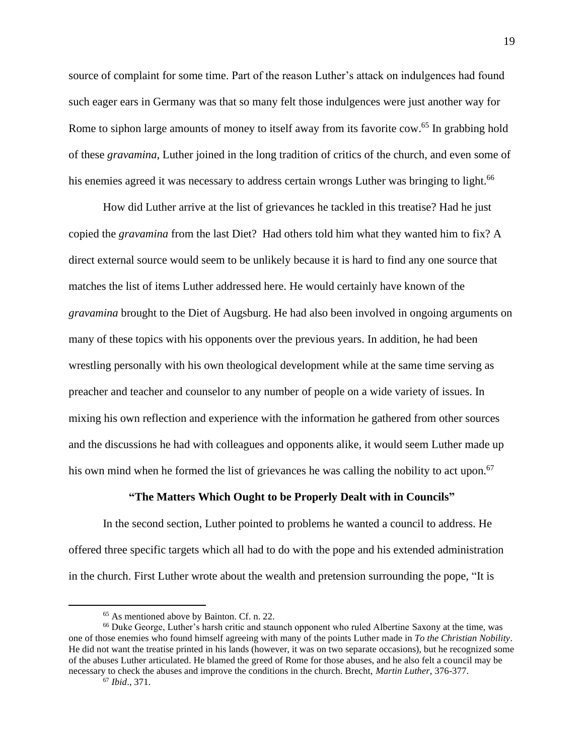source of complaint for some time. Part of the reason Luther's attack on indulgences had found such eager ears in Germany was that so many felt those indulgences were just another way for Rome to siphon large amounts of money to itself away from its favorite cow.[65] In grabbing hold of these *gravamina*, Luther joined in the long tradition of critics of the church, and even some of his enemies agreed it was necessary to address certain wrongs Luther was bringing to light.[66]

How did Luther arrive at the list of grievances he tackled in this treatise? Had he just copied the *gravamina* from the last Diet? Had others told him what they wanted him to fix? A direct external source would seem to be unlikely because it is hard to find any one source that matches the list of items Luther addressed here. He would certainly have known of the *gravamina* brought to the Diet of Augsburg. He had also been involved in ongoing arguments on many of these topics with his opponents over the previous years. In addition, he had been wrestling personally with his own theological development while at the same time serving as preacher and teacher and counselor to any number of people on a wide variety of issues. In mixing his own reflection and experience with the information he gathered from other sources and the discussions he had with colleagues and opponents alike, it would seem Luther made up his own mind when he formed the list of grievances he was calling the nobility to act upon.[67]

### "The Matters Which Ought to be Properly Dealt with in Councils"

In the second section, Luther pointed to problems he wanted a council to address. He offered three specific targets which all had to do with the pope and his extended administration in the church. First Luther wrote about the wealth and pretension surrounding the pope, "It is

---

[65] As mentioned above by Bainton. Cf. n. 22.

[66] Duke George, Luther's harsh critic and staunch opponent who ruled Albertine Saxony at the time, was one of those enemies who found himself agreeing with many of the points Luther made in *To the Christian Nobility*. He did not want the treatise printed in his lands (however, it was on two separate occasions), but he recognized some of the abuses Luther articulated. He blamed the greed of Rome for those abuses, and he also felt a council may be necessary to check the abuses and improve the conditions in the church. Brecht, *Martin Luther*, 376-377.

[67] *Ibid*., 371.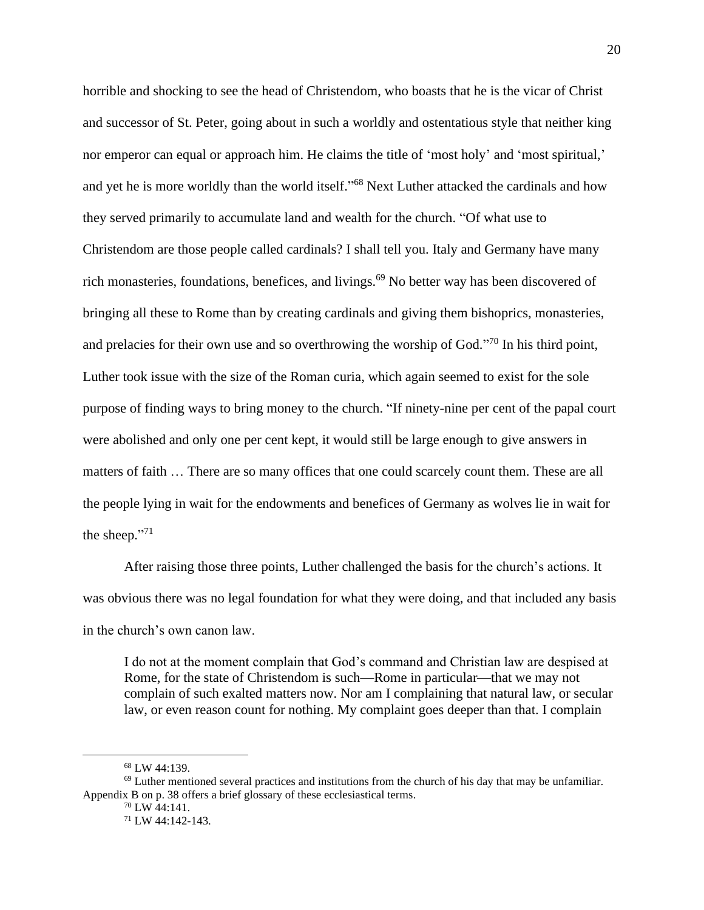horrible and shocking to see the head of Christendom, who boasts that he is the vicar of Christ and successor of St. Peter, going about in such a worldly and ostentatious style that neither king nor emperor can equal or approach him. He claims the title of 'most holy' and 'most spiritual,' and yet he is more worldly than the world itself."[68] Next Luther attacked the cardinals and how they served primarily to accumulate land and wealth for the church. "Of what use to Christendom are those people called cardinals? I shall tell you. Italy and Germany have many rich monasteries, foundations, benefices, and livings.[69] No better way has been discovered of bringing all these to Rome than by creating cardinals and giving them bishoprics, monasteries, and prelacies for their own use and so overthrowing the worship of God."[70] In his third point, Luther took issue with the size of the Roman curia, which again seemed to exist for the sole purpose of finding ways to bring money to the church. "If ninety-nine per cent of the papal court were abolished and only one per cent kept, it would still be large enough to give answers in matters of faith … There are so many offices that one could scarcely count them. These are all the people lying in wait for the endowments and benefices of Germany as wolves lie in wait for the sheep."[71]

After raising those three points, Luther challenged the basis for the church's actions. It was obvious there was no legal foundation for what they were doing, and that included any basis in the church's own canon law.

> I do not at the moment complain that God's command and Christian law are despised at Rome, for the state of Christendom is such—Rome in particular—that we may not complain of such exalted matters now. Nor am I complaining that natural law, or secular law, or even reason count for nothing. My complaint goes deeper than that. I complain

---

[68] LW 44:139.

[69] Luther mentioned several practices and institutions from the church of his day that may be unfamiliar. Appendix B on p. 38 offers a brief glossary of these ecclesiastical terms.

[70] LW 44:141.

[71] LW 44:142-143.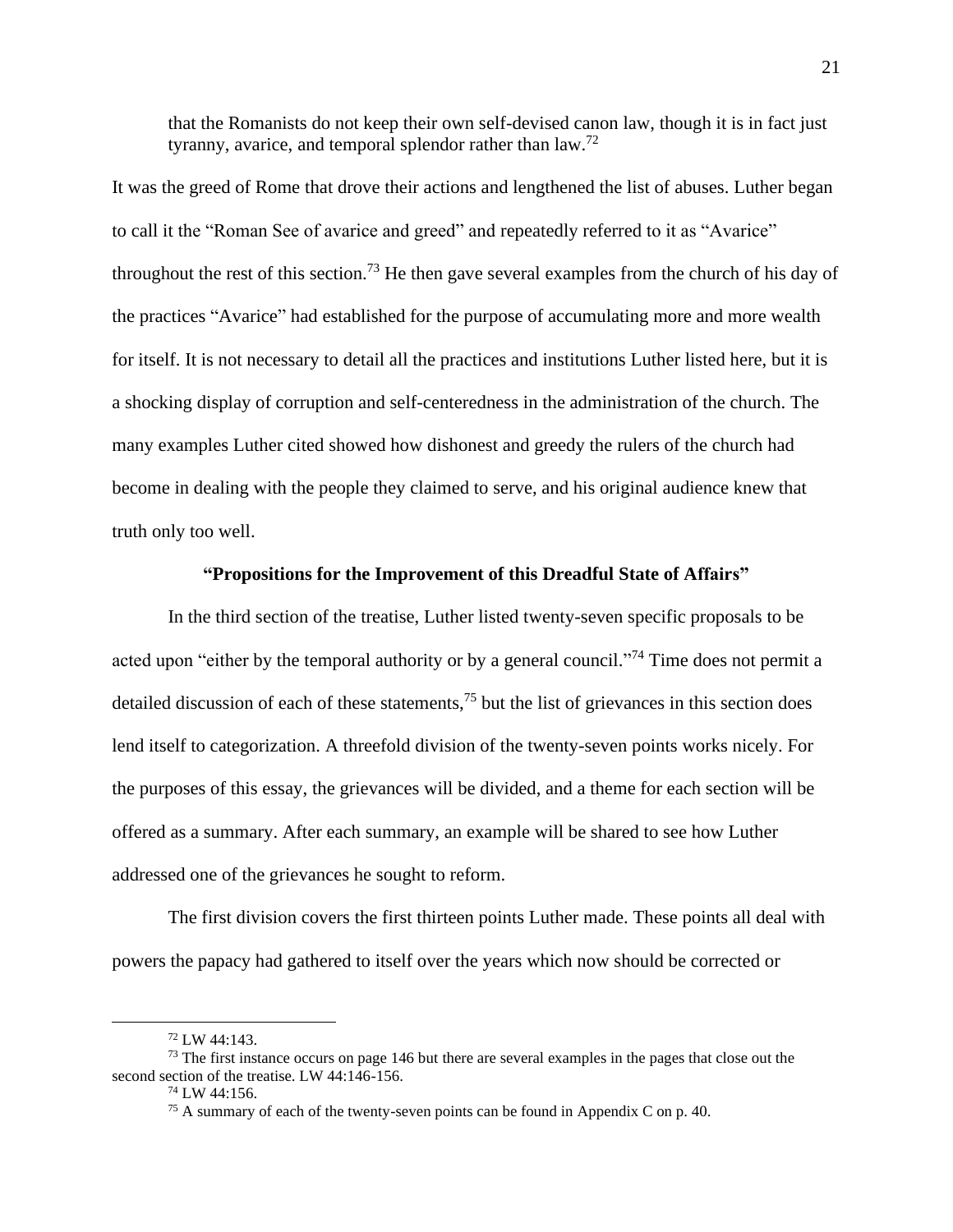> that the Romanists do not keep their own self-devised canon law, though it is in fact just tyranny, avarice, and temporal splendor rather than law.[72]

It was the greed of Rome that drove their actions and lengthened the list of abuses. Luther began to call it the "Roman See of avarice and greed" and repeatedly referred to it as "Avarice" throughout the rest of this section.[73] He then gave several examples from the church of his day of the practices "Avarice" had established for the purpose of accumulating more and more wealth for itself. It is not necessary to detail all the practices and institutions Luther listed here, but it is a shocking display of corruption and self-centeredness in the administration of the church. The many examples Luther cited showed how dishonest and greedy the rulers of the church had become in dealing with the people they claimed to serve, and his original audience knew that truth only too well.

### "Propositions for the Improvement of this Dreadful State of Affairs"

In the third section of the treatise, Luther listed twenty-seven specific proposals to be acted upon "either by the temporal authority or by a general council."[74] Time does not permit a detailed discussion of each of these statements,[75] but the list of grievances in this section does lend itself to categorization. A threefold division of the twenty-seven points works nicely. For the purposes of this essay, the grievances will be divided, and a theme for each section will be offered as a summary. After each summary, an example will be shared to see how Luther addressed one of the grievances he sought to reform.

The first division covers the first thirteen points Luther made. These points all deal with powers the papacy had gathered to itself over the years which now should be corrected or

---

[72] LW 44:143.

[73] The first instance occurs on page 146 but there are several examples in the pages that close out the second section of the treatise. LW 44:146-156.

[74] LW 44:156.

[75] A summary of each of the twenty-seven points can be found in Appendix C on p. 40.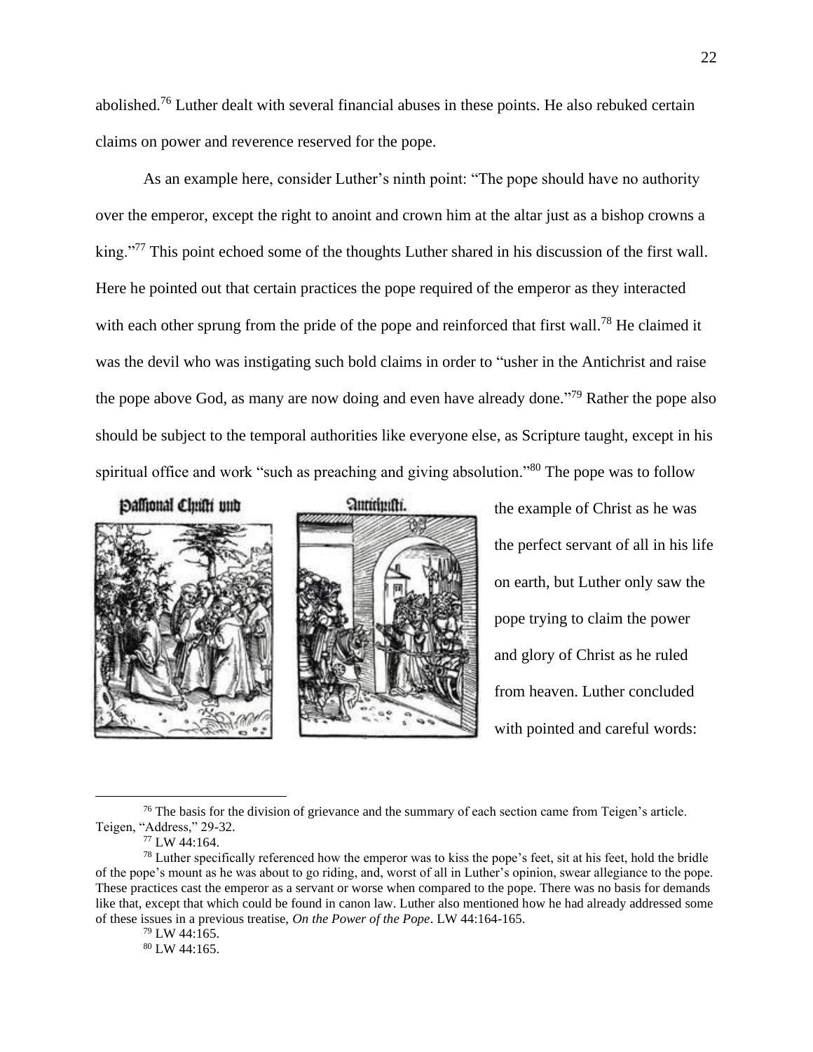abolished.[76] Luther dealt with several financial abuses in these points. He also rebuked certain claims on power and reverence reserved for the pope.

As an example here, consider Luther's ninth point: "The pope should have no authority over the emperor, except the right to anoint and crown him at the altar just as a bishop crowns a king."[77] This point echoed some of the thoughts Luther shared in his discussion of the first wall. Here he pointed out that certain practices the pope required of the emperor as they interacted with each other sprung from the pride of the pope and reinforced that first wall.[78] He claimed it was the devil who was instigating such bold claims in order to "usher in the Antichrist and raise the pope above God, as many are now doing and even have already done."[79] Rather the pope also should be subject to the temporal authorities like everyone else, as Scripture taught, except in his spiritual office and work "such as preaching and giving absolution."[80] The pope was to follow the example of Christ as he was the perfect servant of all in his life on earth, but Luther only saw the pope trying to claim the power and glory of Christ as he ruled from heaven. Luther concluded with pointed and careful words:

Passional Christi und Antichristi.

---

[76] The basis for the division of grievance and the summary of each section came from Teigen's article. Teigen, "Address," 29-32.

[77] LW 44:164.

[78] Luther specifically referenced how the emperor was to kiss the pope's feet, sit at his feet, hold the bridle of the pope's mount as he was about to go riding, and, worst of all in Luther's opinion, swear allegiance to the pope. These practices cast the emperor as a servant or worse when compared to the pope. There was no basis for demands like that, except that which could be found in canon law. Luther also mentioned how he had already addressed some of these issues in a previous treatise, *On the Power of the Pope*. LW 44:164-165.

[79] LW 44:165.

[80] LW 44:165.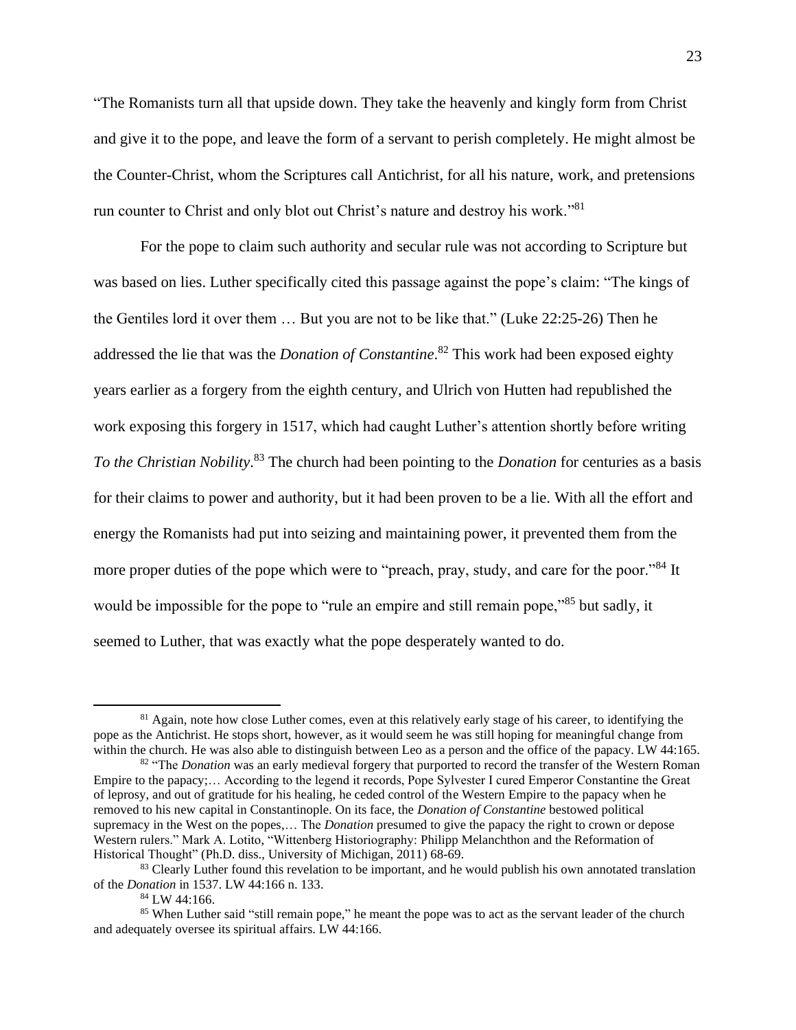"The Romanists turn all that upside down. They take the heavenly and kingly form from Christ and give it to the pope, and leave the form of a servant to perish completely. He might almost be the Counter-Christ, whom the Scriptures call Antichrist, for all his nature, work, and pretensions run counter to Christ and only blot out Christ's nature and destroy his work."[81]

For the pope to claim such authority and secular rule was not according to Scripture but was based on lies. Luther specifically cited this passage against the pope's claim: "The kings of the Gentiles lord it over them … But you are not to be like that." (Luke 22:25-26) Then he addressed the lie that was the *Donation of Constantine*.[82] This work had been exposed eighty years earlier as a forgery from the eighth century, and Ulrich von Hutten had republished the work exposing this forgery in 1517, which had caught Luther's attention shortly before writing *To the Christian Nobility*.[83] The church had been pointing to the *Donation* for centuries as a basis for their claims to power and authority, but it had been proven to be a lie. With all the effort and energy the Romanists had put into seizing and maintaining power, it prevented them from the more proper duties of the pope which were to "preach, pray, study, and care for the poor."[84] It would be impossible for the pope to "rule an empire and still remain pope,"[85] but sadly, it seemed to Luther, that was exactly what the pope desperately wanted to do.

---

[81] Again, note how close Luther comes, even at this relatively early stage of his career, to identifying the pope as the Antichrist. He stops short, however, as it would seem he was still hoping for meaningful change from within the church. He was also able to distinguish between Leo as a person and the office of the papacy. LW 44:165.

[82] "The *Donation* was an early medieval forgery that purported to record the transfer of the Western Roman Empire to the papacy;… According to the legend it records, Pope Sylvester I cured Emperor Constantine the Great of leprosy, and out of gratitude for his healing, he ceded control of the Western Empire to the papacy when he removed to his new capital in Constantinople. On its face, the *Donation of Constantine* bestowed political supremacy in the West on the popes,… The *Donation* presumed to give the papacy the right to crown or depose Western rulers." Mark A. Lotito, "Wittenberg Historiography: Philipp Melanchthon and the Reformation of Historical Thought" (Ph.D. diss., University of Michigan, 2011) 68-69.

[83] Clearly Luther found this revelation to be important, and he would publish his own annotated translation of the *Donation* in 1537. LW 44:166 n. 133.

[84] LW 44:166.

[85] When Luther said "still remain pope," he meant the pope was to act as the servant leader of the church and adequately oversee its spiritual affairs. LW 44:166.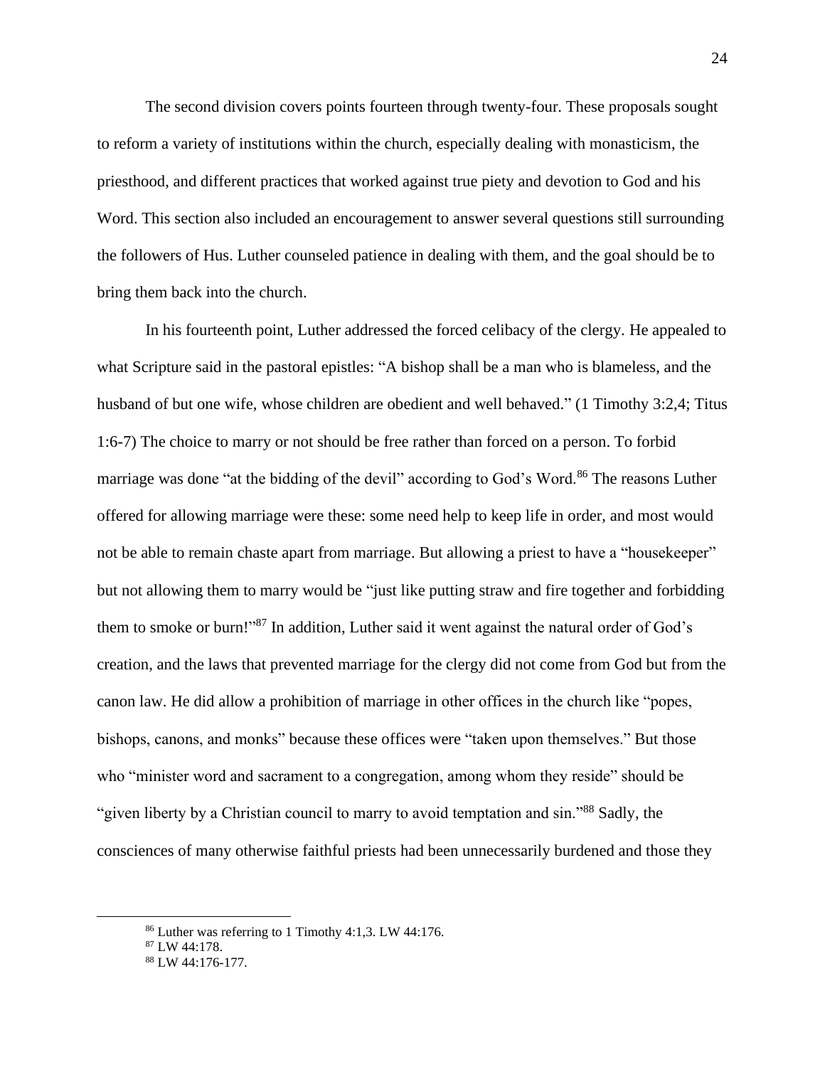The second division covers points fourteen through twenty-four. These proposals sought to reform a variety of institutions within the church, especially dealing with monasticism, the priesthood, and different practices that worked against true piety and devotion to God and his Word. This section also included an encouragement to answer several questions still surrounding the followers of Hus. Luther counseled patience in dealing with them, and the goal should be to bring them back into the church.

In his fourteenth point, Luther addressed the forced celibacy of the clergy. He appealed to what Scripture said in the pastoral epistles: "A bishop shall be a man who is blameless, and the husband of but one wife, whose children are obedient and well behaved." (1 Timothy 3:2,4; Titus 1:6-7) The choice to marry or not should be free rather than forced on a person. To forbid marriage was done "at the bidding of the devil" according to God's Word.[86] The reasons Luther offered for allowing marriage were these: some need help to keep life in order, and most would not be able to remain chaste apart from marriage. But allowing a priest to have a "housekeeper" but not allowing them to marry would be "just like putting straw and fire together and forbidding them to smoke or burn!"[87] In addition, Luther said it went against the natural order of God's creation, and the laws that prevented marriage for the clergy did not come from God but from the canon law. He did allow a prohibition of marriage in other offices in the church like "popes, bishops, canons, and monks" because these offices were "taken upon themselves." But those who "minister word and sacrament to a congregation, among whom they reside" should be "given liberty by a Christian council to marry to avoid temptation and sin."[88] Sadly, the consciences of many otherwise faithful priests had been unnecessarily burdened and those they

---

[86] Luther was referring to 1 Timothy 4:1,3. LW 44:176.

[87] LW 44:178.

[88] LW 44:176-177.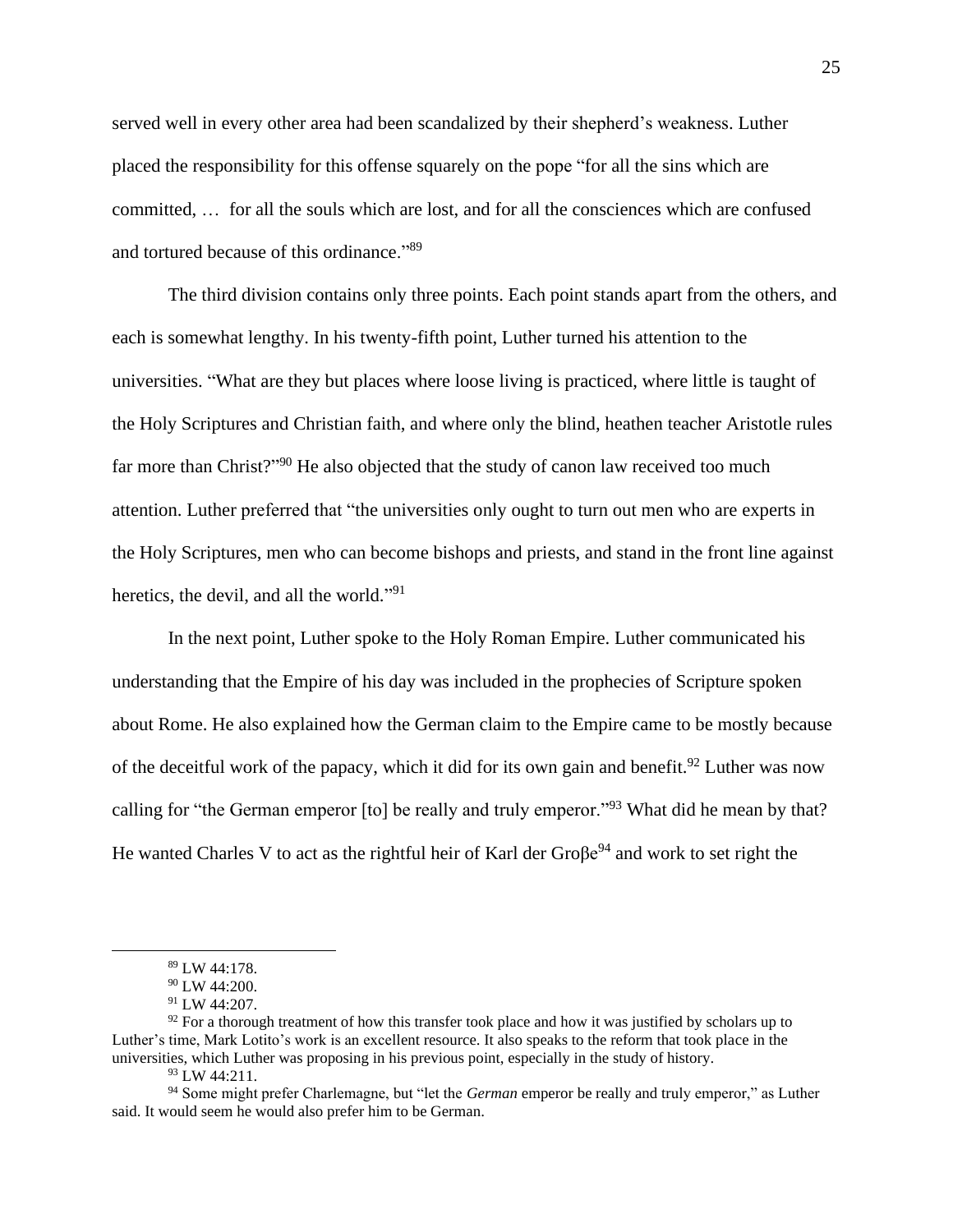served well in every other area had been scandalized by their shepherd's weakness. Luther placed the responsibility for this offense squarely on the pope "for all the sins which are committed, … for all the souls which are lost, and for all the consciences which are confused and tortured because of this ordinance."[89]

The third division contains only three points. Each point stands apart from the others, and each is somewhat lengthy. In his twenty-fifth point, Luther turned his attention to the universities. "What are they but places where loose living is practiced, where little is taught of the Holy Scriptures and Christian faith, and where only the blind, heathen teacher Aristotle rules far more than Christ?"[90] He also objected that the study of canon law received too much attention. Luther preferred that "the universities only ought to turn out men who are experts in the Holy Scriptures, men who can become bishops and priests, and stand in the front line against heretics, the devil, and all the world."[91]

In the next point, Luther spoke to the Holy Roman Empire. Luther communicated his understanding that the Empire of his day was included in the prophecies of Scripture spoken about Rome. He also explained how the German claim to the Empire came to be mostly because of the deceitful work of the papacy, which it did for its own gain and benefit.[92] Luther was now calling for "the German emperor [to] be really and truly emperor."[93] What did he mean by that? He wanted Charles V to act as the rightful heir of Karl der Groβe[94] and work to set right the

---

[89] LW 44:178.

[90] LW 44:200.

[91] LW 44:207.

[92] For a thorough treatment of how this transfer took place and how it was justified by scholars up to Luther's time, Mark Lotito's work is an excellent resource. It also speaks to the reform that took place in the universities, which Luther was proposing in his previous point, especially in the study of history.

[93] LW 44:211.

[94] Some might prefer Charlemagne, but "let the *German* emperor be really and truly emperor," as Luther said. It would seem he would also prefer him to be German.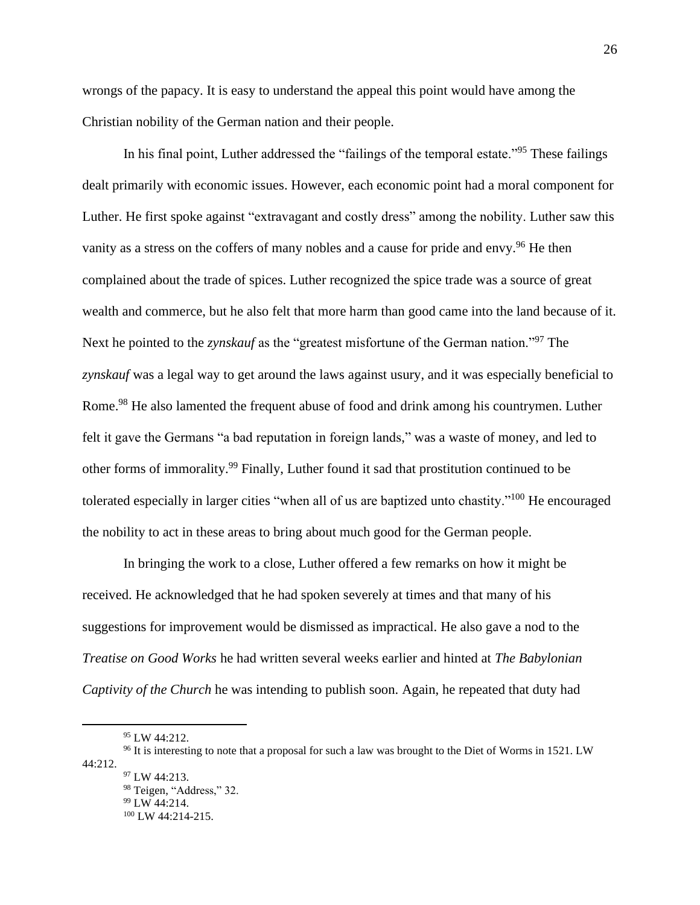wrongs of the papacy. It is easy to understand the appeal this point would have among the Christian nobility of the German nation and their people.

In his final point, Luther addressed the "failings of the temporal estate."[95] These failings dealt primarily with economic issues. However, each economic point had a moral component for Luther. He first spoke against "extravagant and costly dress" among the nobility. Luther saw this vanity as a stress on the coffers of many nobles and a cause for pride and envy.[96] He then complained about the trade of spices. Luther recognized the spice trade was a source of great wealth and commerce, but he also felt that more harm than good came into the land because of it. Next he pointed to the *zynskauf* as the "greatest misfortune of the German nation."[97] The *zynskauf* was a legal way to get around the laws against usury, and it was especially beneficial to Rome.[98] He also lamented the frequent abuse of food and drink among his countrymen. Luther felt it gave the Germans "a bad reputation in foreign lands," was a waste of money, and led to other forms of immorality.[99] Finally, Luther found it sad that prostitution continued to be tolerated especially in larger cities "when all of us are baptized unto chastity."[100] He encouraged the nobility to act in these areas to bring about much good for the German people.

In bringing the work to a close, Luther offered a few remarks on how it might be received. He acknowledged that he had spoken severely at times and that many of his suggestions for improvement would be dismissed as impractical. He also gave a nod to the *Treatise on Good Works* he had written several weeks earlier and hinted at *The Babylonian Captivity of the Church* he was intending to publish soon. Again, he repeated that duty had

---

[95] LW 44:212.

[96] It is interesting to note that a proposal for such a law was brought to the Diet of Worms in 1521. LW 44:212.

[97] LW 44:213.

[98] Teigen, "Address," 32.

[99] LW 44:214.

[100] LW 44:214-215.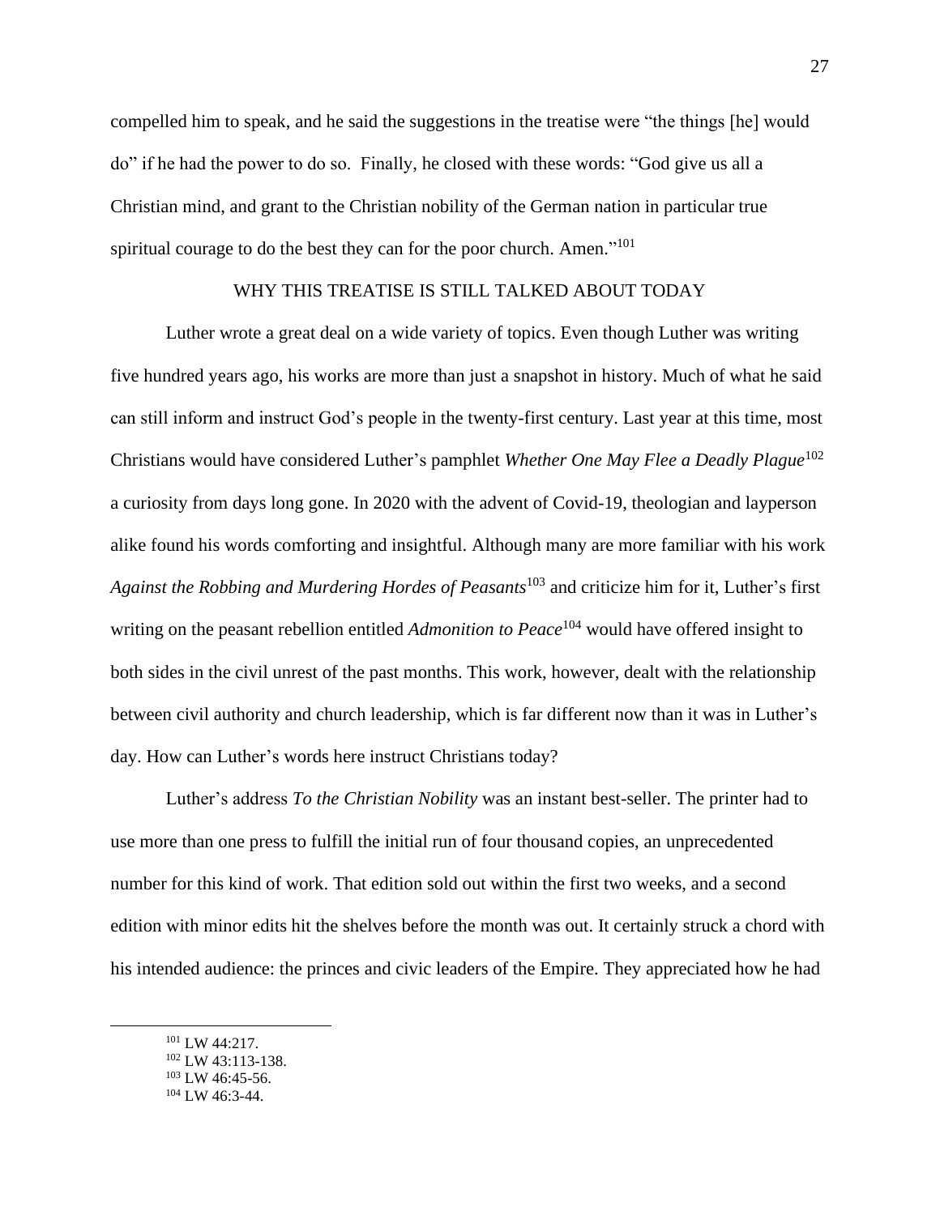compelled him to speak, and he said the suggestions in the treatise were "the things [he] would do" if he had the power to do so. Finally, he closed with these words: "God give us all a Christian mind, and grant to the Christian nobility of the German nation in particular true spiritual courage to do the best they can for the poor church. Amen."[101]

## WHY THIS TREATISE IS STILL TALKED ABOUT TODAY

Luther wrote a great deal on a wide variety of topics. Even though Luther was writing five hundred years ago, his works are more than just a snapshot in history. Much of what he said can still inform and instruct God's people in the twenty-first century. Last year at this time, most Christians would have considered Luther's pamphlet *Whether One May Flee a Deadly Plague*[102] a curiosity from days long gone. In 2020 with the advent of Covid-19, theologian and layperson alike found his words comforting and insightful. Although many are more familiar with his work *Against the Robbing and Murdering Hordes of Peasants*[103] and criticize him for it, Luther's first writing on the peasant rebellion entitled *Admonition to Peace*[104] would have offered insight to both sides in the civil unrest of the past months. This work, however, dealt with the relationship between civil authority and church leadership, which is far different now than it was in Luther's day. How can Luther's words here instruct Christians today?

Luther's address *To the Christian Nobility* was an instant best-seller. The printer had to use more than one press to fulfill the initial run of four thousand copies, an unprecedented number for this kind of work. That edition sold out within the first two weeks, and a second edition with minor edits hit the shelves before the month was out. It certainly struck a chord with his intended audience: the princes and civic leaders of the Empire. They appreciated how he had

---

[101] LW 44:217.

[102] LW 43:113-138.

[103] LW 46:45-56.

[104] LW 46:3-44.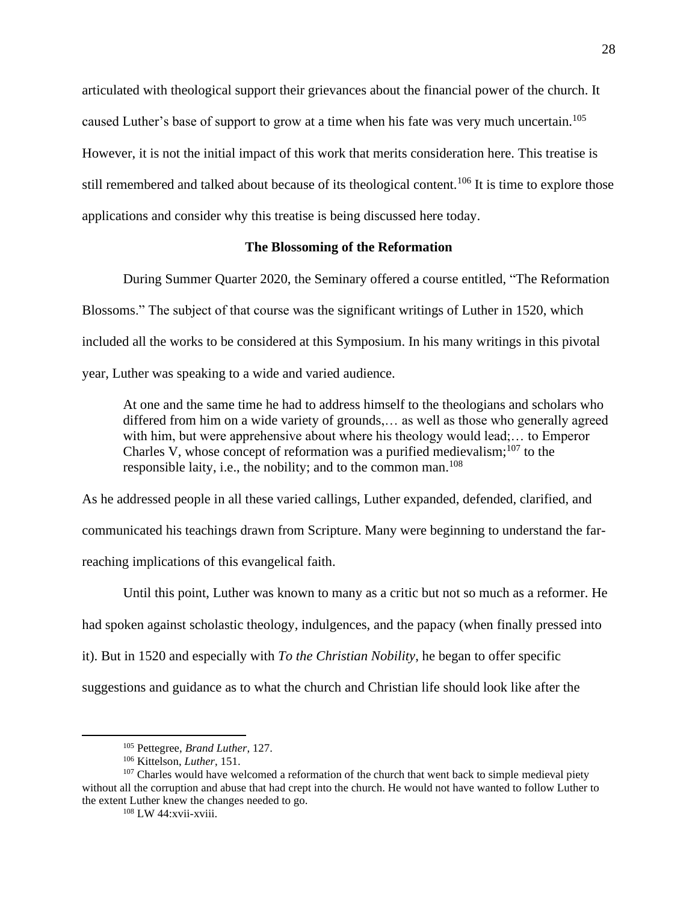articulated with theological support their grievances about the financial power of the church. It caused Luther's base of support to grow at a time when his fate was very much uncertain.[105] However, it is not the initial impact of this work that merits consideration here. This treatise is still remembered and talked about because of its theological content.[106] It is time to explore those applications and consider why this treatise is being discussed here today.

### The Blossoming of the Reformation

During Summer Quarter 2020, the Seminary offered a course entitled, "The Reformation Blossoms." The subject of that course was the significant writings of Luther in 1520, which included all the works to be considered at this Symposium. In his many writings in this pivotal year, Luther was speaking to a wide and varied audience.

> At one and the same time he had to address himself to the theologians and scholars who differed from him on a wide variety of grounds,… as well as those who generally agreed with him, but were apprehensive about where his theology would lead;… to Emperor Charles V, whose concept of reformation was a purified medievalism;[107] to the responsible laity, i.e., the nobility; and to the common man.[108]

As he addressed people in all these varied callings, Luther expanded, defended, clarified, and communicated his teachings drawn from Scripture. Many were beginning to understand the far-reaching implications of this evangelical faith.

Until this point, Luther was known to many as a critic but not so much as a reformer. He had spoken against scholastic theology, indulgences, and the papacy (when finally pressed into it). But in 1520 and especially with *To the Christian Nobility*, he began to offer specific suggestions and guidance as to what the church and Christian life should look like after the

---

[105] Pettegree, *Brand Luther*, 127.

[106] Kittelson, *Luther*, 151.

[107] Charles would have welcomed a reformation of the church that went back to simple medieval piety without all the corruption and abuse that had crept into the church. He would not have wanted to follow Luther to the extent Luther knew the changes needed to go.

[108] LW 44:xvii-xviii.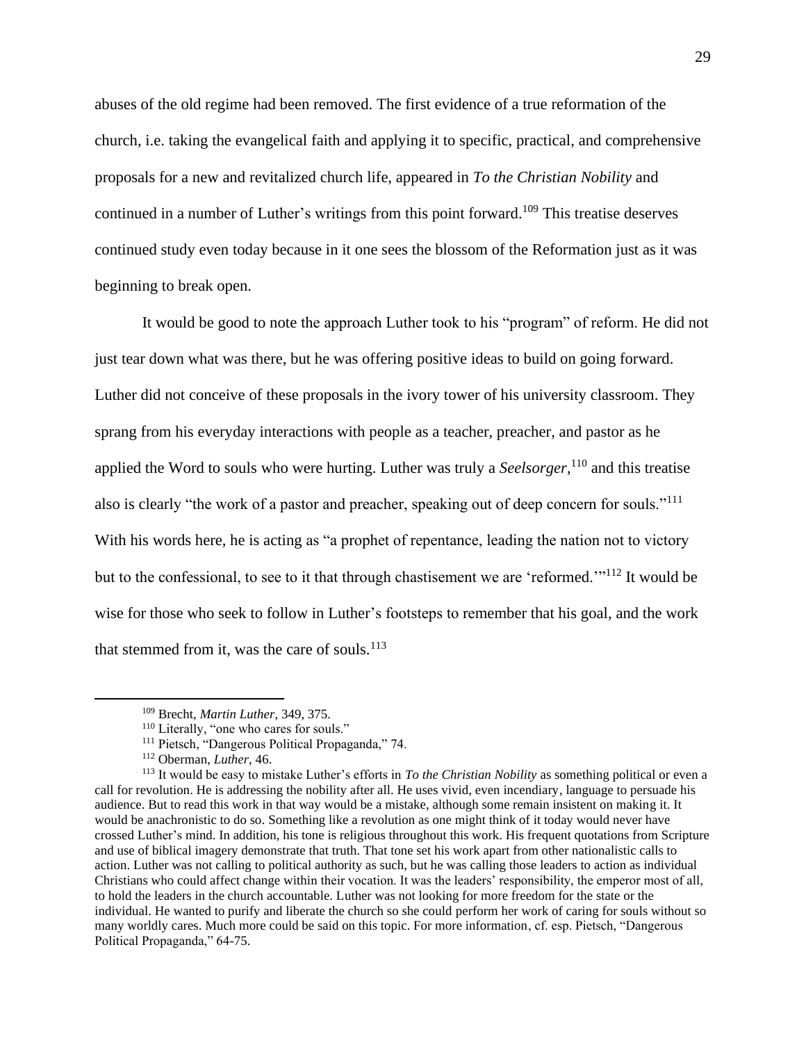abuses of the old regime had been removed. The first evidence of a true reformation of the church, i.e. taking the evangelical faith and applying it to specific, practical, and comprehensive proposals for a new and revitalized church life, appeared in *To the Christian Nobility* and continued in a number of Luther's writings from this point forward.[109] This treatise deserves continued study even today because in it one sees the blossom of the Reformation just as it was beginning to break open.

It would be good to note the approach Luther took to his "program" of reform. He did not just tear down what was there, but he was offering positive ideas to build on going forward. Luther did not conceive of these proposals in the ivory tower of his university classroom. They sprang from his everyday interactions with people as a teacher, preacher, and pastor as he applied the Word to souls who were hurting. Luther was truly a ***Seelsorger***,[110] and this treatise also is clearly "the work of a pastor and preacher, speaking out of deep concern for souls."[111] With his words here, he is acting as "a prophet of repentance, leading the nation not to victory but to the confessional, to see to it that through chastisement we are 'reformed.'"[112] It would be wise for those who seek to follow in Luther's footsteps to remember that his goal, and the work that stemmed from it, was the care of souls.[113]

---

[109] Brecht, *Martin Luther*, 349, 375.

[110] Literally, "one who cares for souls."

[111] Pietsch, "Dangerous Political Propaganda," 74.

[112] Oberman, *Luther*, 46.

[113] It would be easy to mistake Luther's efforts in *To the Christian Nobility* as something political or even a call for revolution. He is addressing the nobility after all. He uses vivid, even incendiary, language to persuade his audience. But to read this work in that way would be a mistake, although some remain insistent on making it. It would be anachronistic to do so. Something like a revolution as one might think of it today would never have crossed Luther's mind. In addition, his tone is religious throughout this work. His frequent quotations from Scripture and use of biblical imagery demonstrate that truth. That tone set his work apart from other nationalistic calls to action. Luther was not calling to political authority as such, but he was calling those leaders to action as individual Christians who could affect change within their vocation. It was the leaders' responsibility, the emperor most of all, to hold the leaders in the church accountable. Luther was not looking for more freedom for the state or the individual. He wanted to purify and liberate the church so she could perform her work of caring for souls without so many worldly cares. Much more could be said on this topic. For more information, cf. esp. Pietsch, "Dangerous Political Propaganda," 64-75.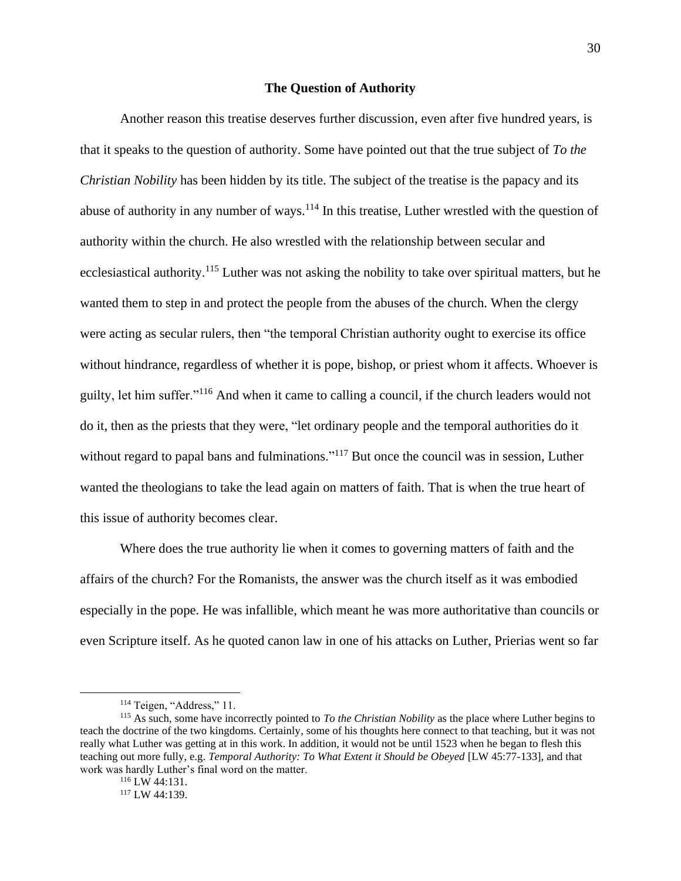## The Question of Authority

Another reason this treatise deserves further discussion, even after five hundred years, is that it speaks to the question of authority. Some have pointed out that the true subject of *To the Christian Nobility* has been hidden by its title. The subject of the treatise is the papacy and its abuse of authority in any number of ways.[114] In this treatise, Luther wrestled with the question of authority within the church. He also wrestled with the relationship between secular and ecclesiastical authority.[115] Luther was not asking the nobility to take over spiritual matters, but he wanted them to step in and protect the people from the abuses of the church. When the clergy were acting as secular rulers, then "the temporal Christian authority ought to exercise its office without hindrance, regardless of whether it is pope, bishop, or priest whom it affects. Whoever is guilty, let him suffer."[116] And when it came to calling a council, if the church leaders would not do it, then as the priests that they were, "let ordinary people and the temporal authorities do it without regard to papal bans and fulminations."[117] But once the council was in session, Luther wanted the theologians to take the lead again on matters of faith. That is when the true heart of this issue of authority becomes clear.

Where does the true authority lie when it comes to governing matters of faith and the affairs of the church? For the Romanists, the answer was the church itself as it was embodied especially in the pope. He was infallible, which meant he was more authoritative than councils or even Scripture itself. As he quoted canon law in one of his attacks on Luther, Prierias went so far

---

[114] Teigen, "Address," 11.

[115] As such, some have incorrectly pointed to *To the Christian Nobility* as the place where Luther begins to teach the doctrine of the two kingdoms. Certainly, some of his thoughts here connect to that teaching, but it was not really what Luther was getting at in this work. In addition, it would not be until 1523 when he began to flesh this teaching out more fully, e.g. *Temporal Authority: To What Extent it Should be Obeyed* [LW 45:77-133], and that work was hardly Luther's final word on the matter.

[116] LW 44:131.

[117] LW 44:139.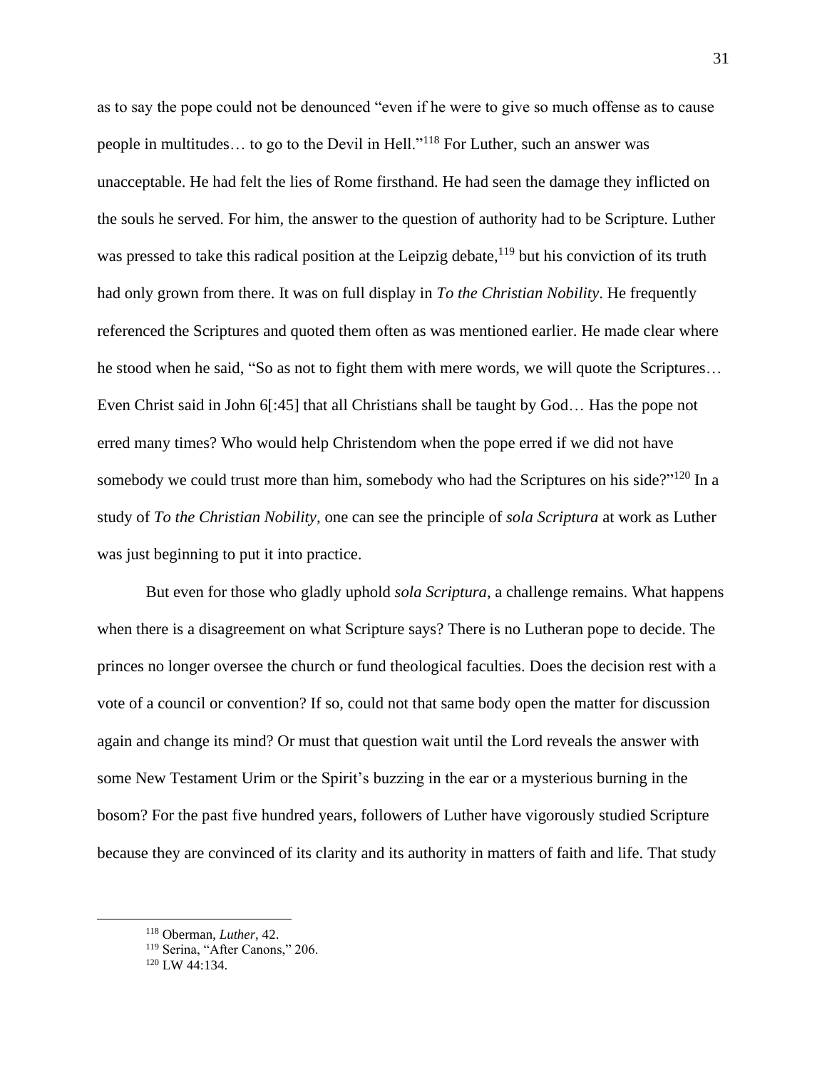as to say the pope could not be denounced "even if he were to give so much offense as to cause people in multitudes… to go to the Devil in Hell."[118] For Luther, such an answer was unacceptable. He had felt the lies of Rome firsthand. He had seen the damage they inflicted on the souls he served. For him, the answer to the question of authority had to be Scripture. Luther was pressed to take this radical position at the Leipzig debate,[119] but his conviction of its truth had only grown from there. It was on full display in *To the Christian Nobility*. He frequently referenced the Scriptures and quoted them often as was mentioned earlier. He made clear where he stood when he said, "So as not to fight them with mere words, we will quote the Scriptures… Even Christ said in John 6[:45] that all Christians shall be taught by God… Has the pope not erred many times? Who would help Christendom when the pope erred if we did not have somebody we could trust more than him, somebody who had the Scriptures on his side?"[120] In a study of *To the Christian Nobility*, one can see the principle of *sola Scriptura* at work as Luther was just beginning to put it into practice.

But even for those who gladly uphold *sola Scriptura*, a challenge remains. What happens when there is a disagreement on what Scripture says? There is no Lutheran pope to decide. The princes no longer oversee the church or fund theological faculties. Does the decision rest with a vote of a council or convention? If so, could not that same body open the matter for discussion again and change its mind? Or must that question wait until the Lord reveals the answer with some New Testament Urim or the Spirit's buzzing in the ear or a mysterious burning in the bosom? For the past five hundred years, followers of Luther have vigorously studied Scripture because they are convinced of its clarity and its authority in matters of faith and life. That study

---

[118] Oberman, *Luther*, 42.

[119] Serina, "After Canons," 206.

[120] LW 44:134.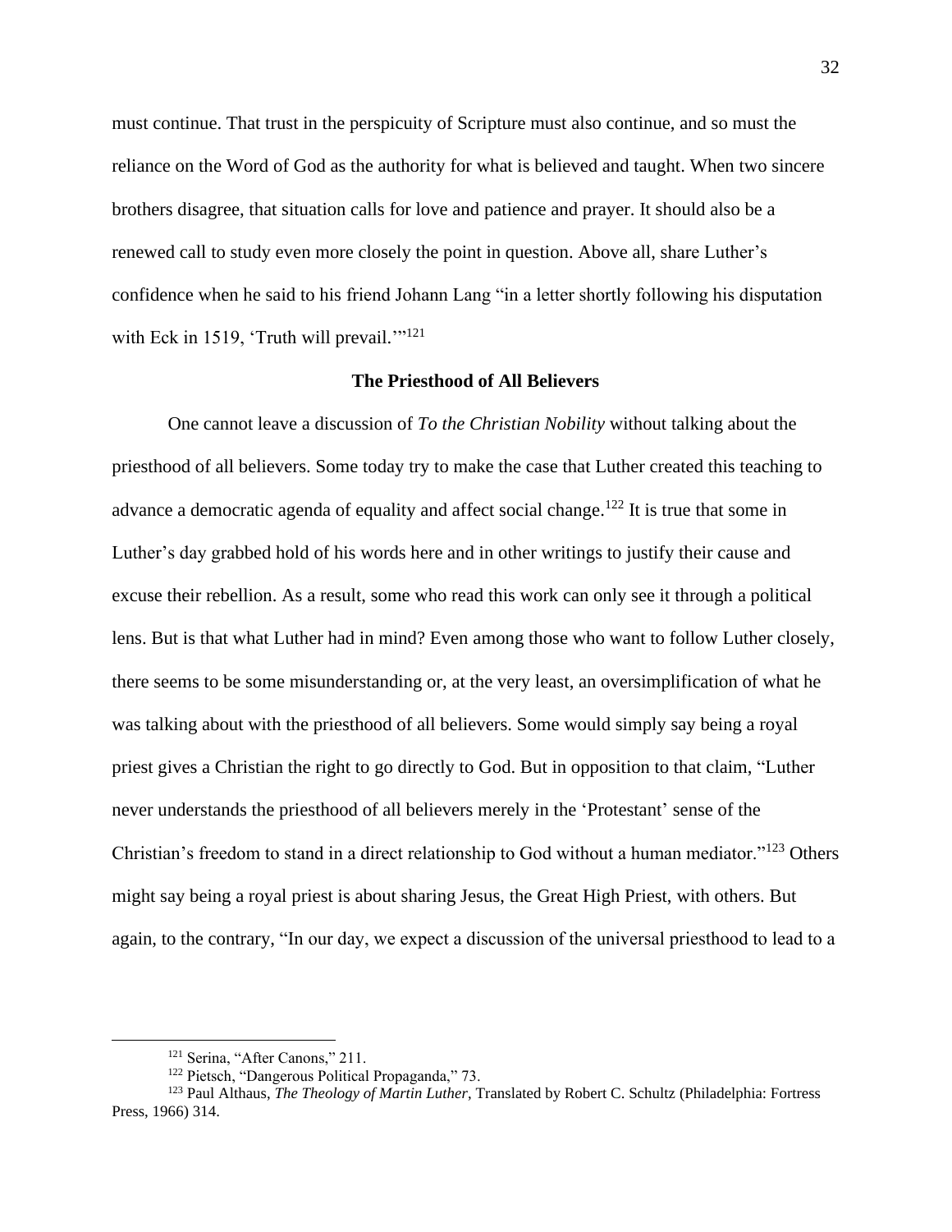must continue. That trust in the perspicuity of Scripture must also continue, and so must the reliance on the Word of God as the authority for what is believed and taught. When two sincere brothers disagree, that situation calls for love and patience and prayer. It should also be a renewed call to study even more closely the point in question. Above all, share Luther's confidence when he said to his friend Johann Lang "in a letter shortly following his disputation with Eck in 1519, 'Truth will prevail.'"[121]

### The Priesthood of All Believers

One cannot leave a discussion of *To the Christian Nobility* without talking about the priesthood of all believers. Some today try to make the case that Luther created this teaching to advance a democratic agenda of equality and affect social change.[122] It is true that some in Luther's day grabbed hold of his words here and in other writings to justify their cause and excuse their rebellion. As a result, some who read this work can only see it through a political lens. But is that what Luther had in mind? Even among those who want to follow Luther closely, there seems to be some misunderstanding or, at the very least, an oversimplification of what he was talking about with the priesthood of all believers. Some would simply say being a royal priest gives a Christian the right to go directly to God. But in opposition to that claim, "Luther never understands the priesthood of all believers merely in the 'Protestant' sense of the Christian's freedom to stand in a direct relationship to God without a human mediator."[123] Others might say being a royal priest is about sharing Jesus, the Great High Priest, with others. But again, to the contrary, "In our day, we expect a discussion of the universal priesthood to lead to a

---

[121] Serina, "After Canons," 211.

[122] Pietsch, "Dangerous Political Propaganda," 73.

[123] Paul Althaus, *The Theology of Martin Luther*, Translated by Robert C. Schultz (Philadelphia: Fortress Press, 1966) 314.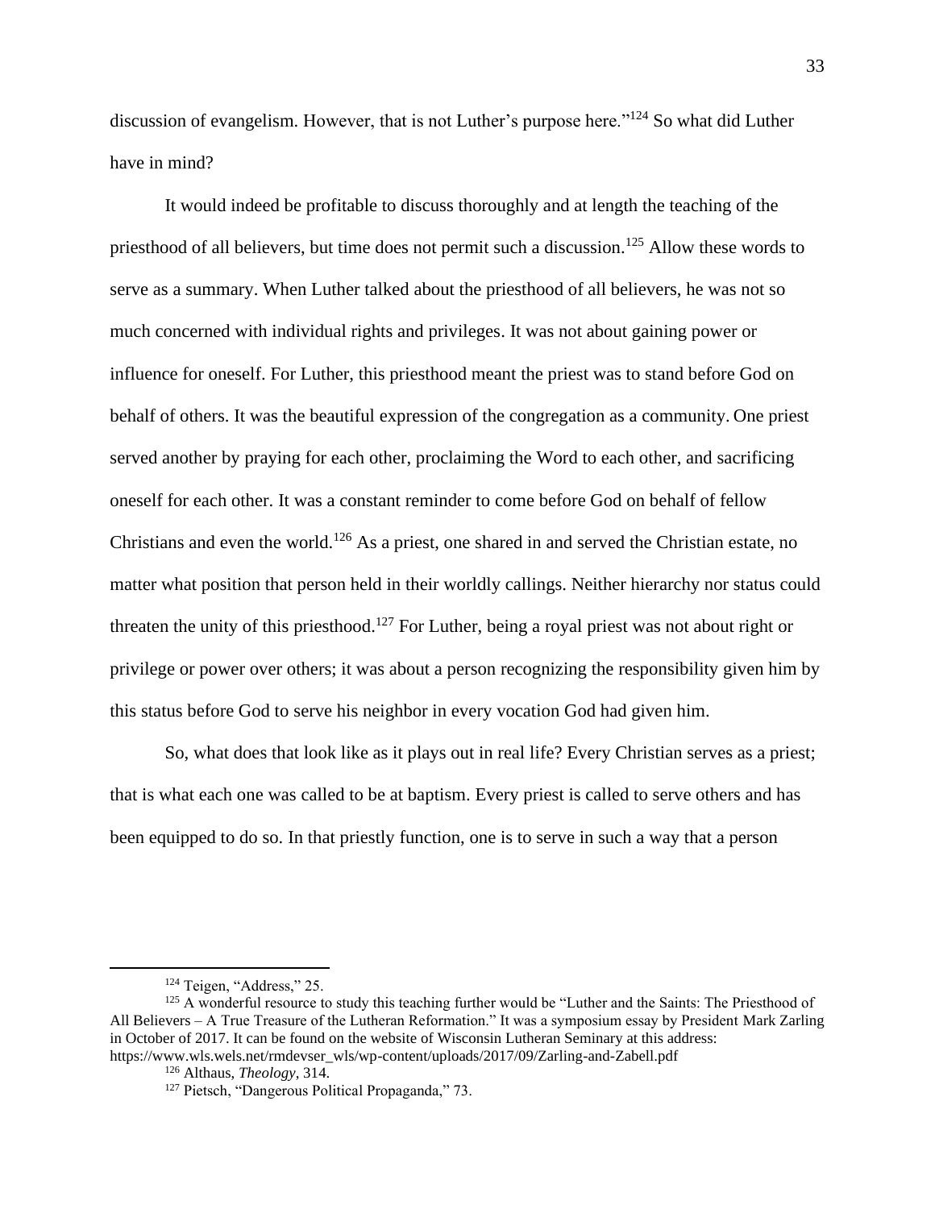discussion of evangelism. However, that is not Luther's purpose here."[124] So what did Luther have in mind?

It would indeed be profitable to discuss thoroughly and at length the teaching of the priesthood of all believers, but time does not permit such a discussion.[125] Allow these words to serve as a summary. When Luther talked about the priesthood of all believers, he was not so much concerned with individual rights and privileges. It was not about gaining power or influence for oneself. For Luther, this priesthood meant the priest was to stand before God on behalf of others. It was the beautiful expression of the congregation as a community. One priest served another by praying for each other, proclaiming the Word to each other, and sacrificing oneself for each other. It was a constant reminder to come before God on behalf of fellow Christians and even the world.[126] As a priest, one shared in and served the Christian estate, no matter what position that person held in their worldly callings. Neither hierarchy nor status could threaten the unity of this priesthood.[127] For Luther, being a royal priest was not about right or privilege or power over others; it was about a person recognizing the responsibility given him by this status before God to serve his neighbor in every vocation God had given him.

So, what does that look like as it plays out in real life? Every Christian serves as a priest; that is what each one was called to be at baptism. Every priest is called to serve others and has been equipped to do so. In that priestly function, one is to serve in such a way that a person

---

[124] Teigen, "Address," 25.

[125] A wonderful resource to study this teaching further would be "Luther and the Saints: The Priesthood of All Believers – A True Treasure of the Lutheran Reformation." It was a symposium essay by President Mark Zarling in October of 2017. It can be found on the website of Wisconsin Lutheran Seminary at this address: https://www.wls.wels.net/rmdevser_wls/wp-content/uploads/2017/09/Zarling-and-Zabell.pdf

[126] Althaus, *Theology*, 314.

[127] Pietsch, "Dangerous Political Propaganda," 73.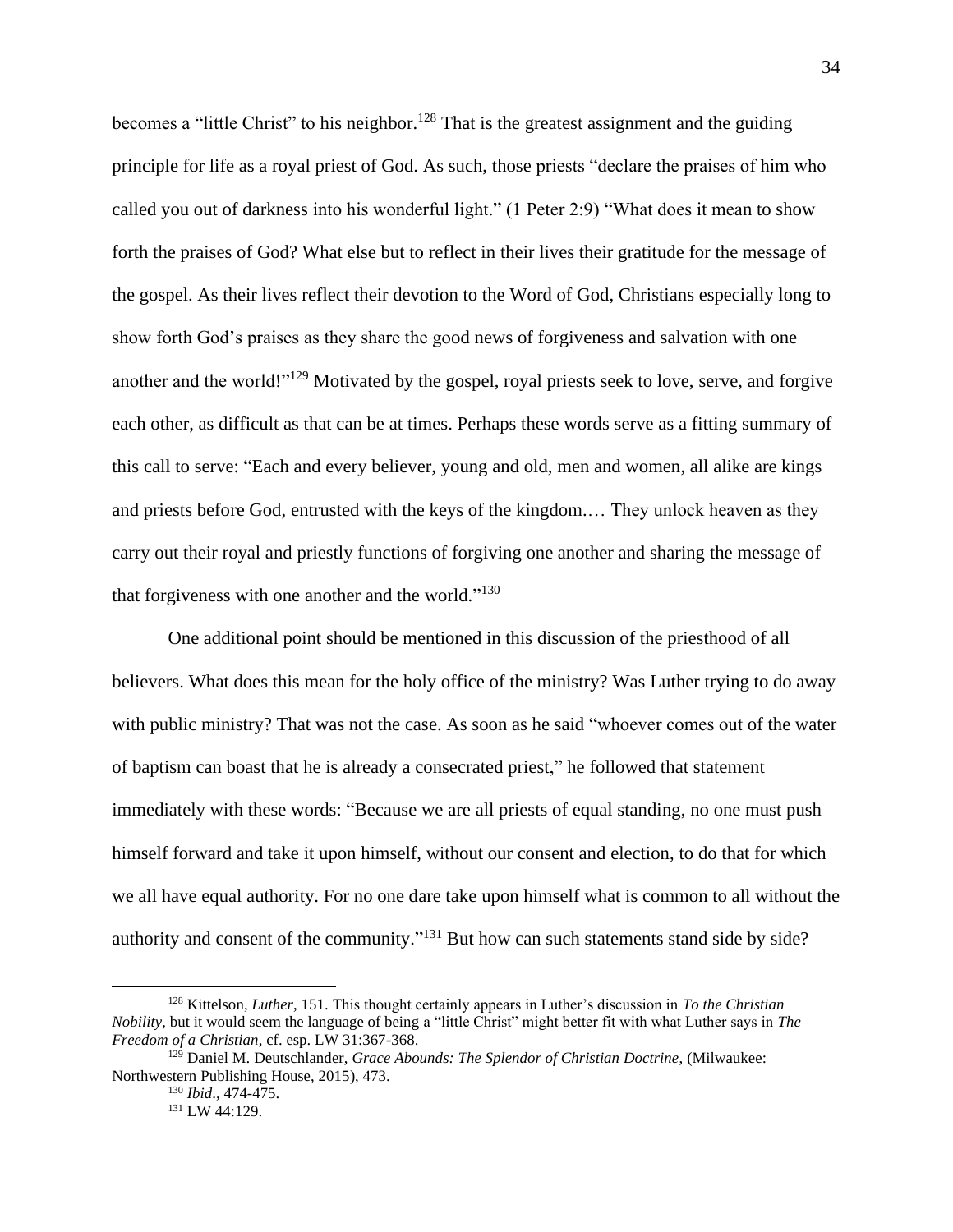becomes a “little Christ” to his neighbor.[128] That is the greatest assignment and the guiding principle for life as a royal priest of God. As such, those priests “declare the praises of him who called you out of darkness into his wonderful light.” (1 Peter 2:9) “What does it mean to show forth the praises of God? What else but to reflect in their lives their gratitude for the message of the gospel. As their lives reflect their devotion to the Word of God, Christians especially long to show forth God’s praises as they share the good news of forgiveness and salvation with one another and the world!”[129] Motivated by the gospel, royal priests seek to love, serve, and forgive each other, as difficult as that can be at times. Perhaps these words serve as a fitting summary of this call to serve: “Each and every believer, young and old, men and women, all alike are kings and priests before God, entrusted with the keys of the kingdom.… They unlock heaven as they carry out their royal and priestly functions of forgiving one another and sharing the message of that forgiveness with one another and the world.”[130]

One additional point should be mentioned in this discussion of the priesthood of all believers. What does this mean for the holy office of the ministry? Was Luther trying to do away with public ministry? That was not the case. As soon as he said “whoever comes out of the water of baptism can boast that he is already a consecrated priest,” he followed that statement immediately with these words: “Because we are all priests of equal standing, no one must push himself forward and take it upon himself, without our consent and election, to do that for which we all have equal authority. For no one dare take upon himself what is common to all without the authority and consent of the community.”[131] But how can such statements stand side by side?

---

[128] Kittelson, *Luther*, 151. This thought certainly appears in Luther’s discussion in *To the Christian Nobility*, but it would seem the language of being a “little Christ” might better fit with what Luther says in *The Freedom of a Christian*, cf. esp. LW 31:367-368.

[129] Daniel M. Deutschlander, *Grace Abounds: The Splendor of Christian Doctrine*, (Milwaukee: Northwestern Publishing House, 2015), 473.

[130] *Ibid*., 474-475.

[131] LW 44:129.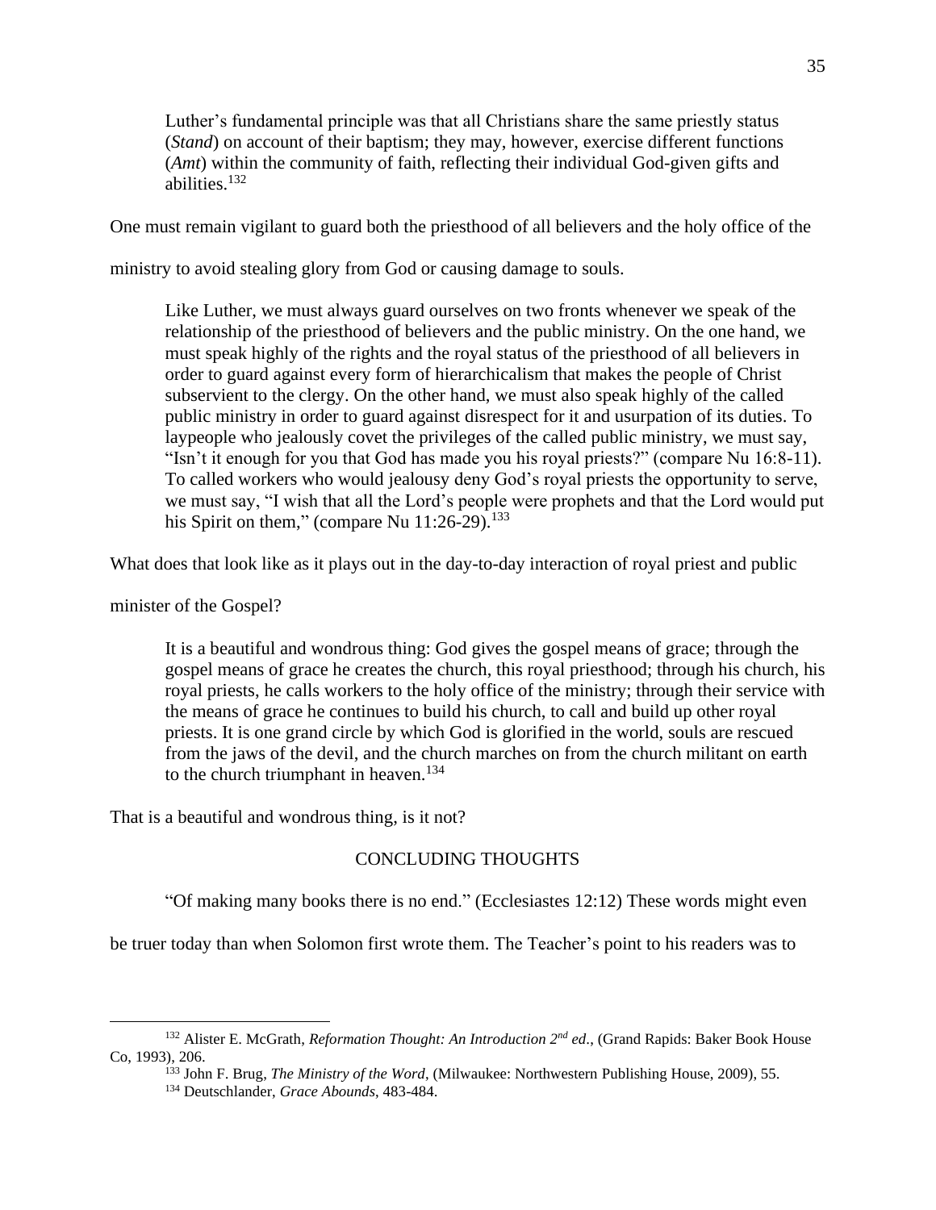> Luther's fundamental principle was that all Christians share the same priestly status (*Stand*) on account of their baptism; they may, however, exercise different functions (*Amt*) within the community of faith, reflecting their individual God-given gifts and abilities.[132]

One must remain vigilant to guard both the priesthood of all believers and the holy office of the ministry to avoid stealing glory from God or causing damage to souls.

> Like Luther, we must always guard ourselves on two fronts whenever we speak of the relationship of the priesthood of believers and the public ministry. On the one hand, we must speak highly of the rights and the royal status of the priesthood of all believers in order to guard against every form of hierarchicalism that makes the people of Christ subservient to the clergy. On the other hand, we must also speak highly of the called public ministry in order to guard against disrespect for it and usurpation of its duties. To laypeople who jealously covet the privileges of the called public ministry, we must say, "Isn't it enough for you that God has made you his royal priests?" (compare Nu 16:8-11). To called workers who would jealousy deny God's royal priests the opportunity to serve, we must say, "I wish that all the Lord's people were prophets and that the Lord would put his Spirit on them," (compare Nu 11:26-29).[133]

What does that look like as it plays out in the day-to-day interaction of royal priest and public minister of the Gospel?

> It is a beautiful and wondrous thing: God gives the gospel means of grace; through the gospel means of grace he creates the church, this royal priesthood; through his church, his royal priests, he calls workers to the holy office of the ministry; through their service with the means of grace he continues to build his church, to call and build up other royal priests. It is one grand circle by which God is glorified in the world, souls are rescued from the jaws of the devil, and the church marches on from the church militant on earth to the church triumphant in heaven.[134]

That is a beautiful and wondrous thing, is it not?

## CONCLUDING THOUGHTS

"Of making many books there is no end." (Ecclesiastes 12:12) These words might even be truer today than when Solomon first wrote them. The Teacher's point to his readers was to

---

[132] Alister E. McGrath, *Reformation Thought: An Introduction 2nd ed*., (Grand Rapids: Baker Book House Co, 1993), 206.

[133] John F. Brug, *The Ministry of the Word*, (Milwaukee: Northwestern Publishing House, 2009), 55.

[134] Deutschlander, *Grace Abounds*, 483-484.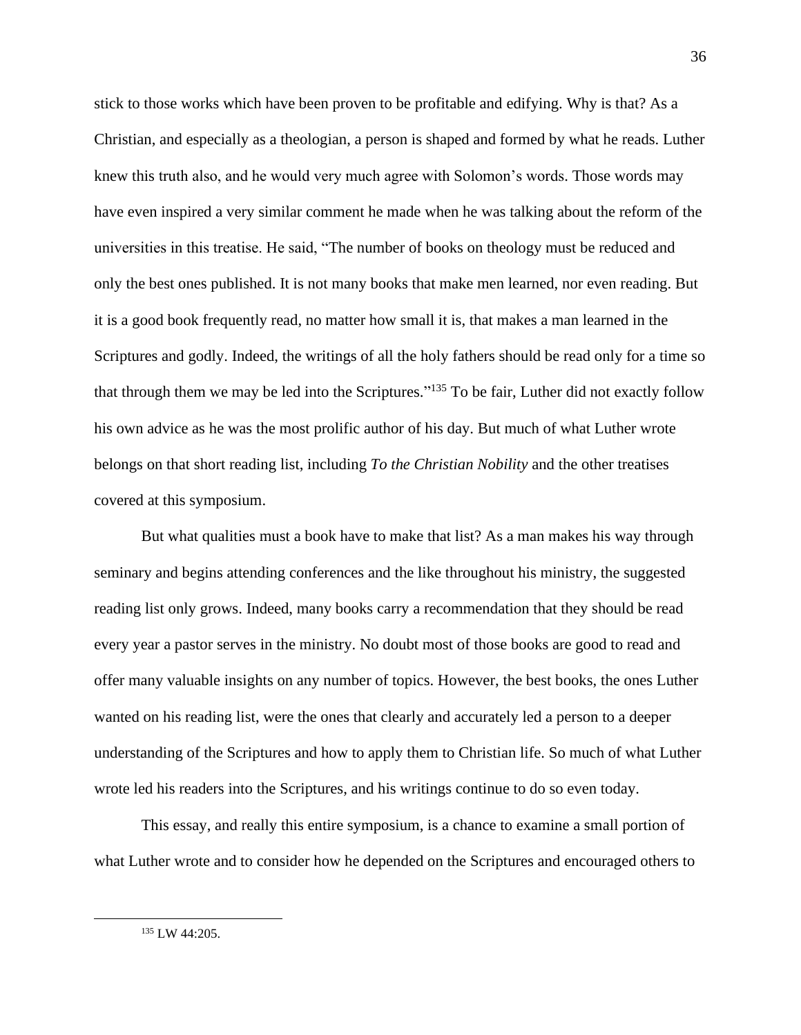stick to those works which have been proven to be profitable and edifying. Why is that? As a Christian, and especially as a theologian, a person is shaped and formed by what he reads. Luther knew this truth also, and he would very much agree with Solomon's words. Those words may have even inspired a very similar comment he made when he was talking about the reform of the universities in this treatise. He said, "The number of books on theology must be reduced and only the best ones published. It is not many books that make men learned, nor even reading. But it is a good book frequently read, no matter how small it is, that makes a man learned in the Scriptures and godly. Indeed, the writings of all the holy fathers should be read only for a time so that through them we may be led into the Scriptures."[135] To be fair, Luther did not exactly follow his own advice as he was the most prolific author of his day. But much of what Luther wrote belongs on that short reading list, including *To the Christian Nobility* and the other treatises covered at this symposium.

But what qualities must a book have to make that list? As a man makes his way through seminary and begins attending conferences and the like throughout his ministry, the suggested reading list only grows. Indeed, many books carry a recommendation that they should be read every year a pastor serves in the ministry. No doubt most of those books are good to read and offer many valuable insights on any number of topics. However, the best books, the ones Luther wanted on his reading list, were the ones that clearly and accurately led a person to a deeper understanding of the Scriptures and how to apply them to Christian life. So much of what Luther wrote led his readers into the Scriptures, and his writings continue to do so even today.

This essay, and really this entire symposium, is a chance to examine a small portion of what Luther wrote and to consider how he depended on the Scriptures and encouraged others to

---

[135] LW 44:205.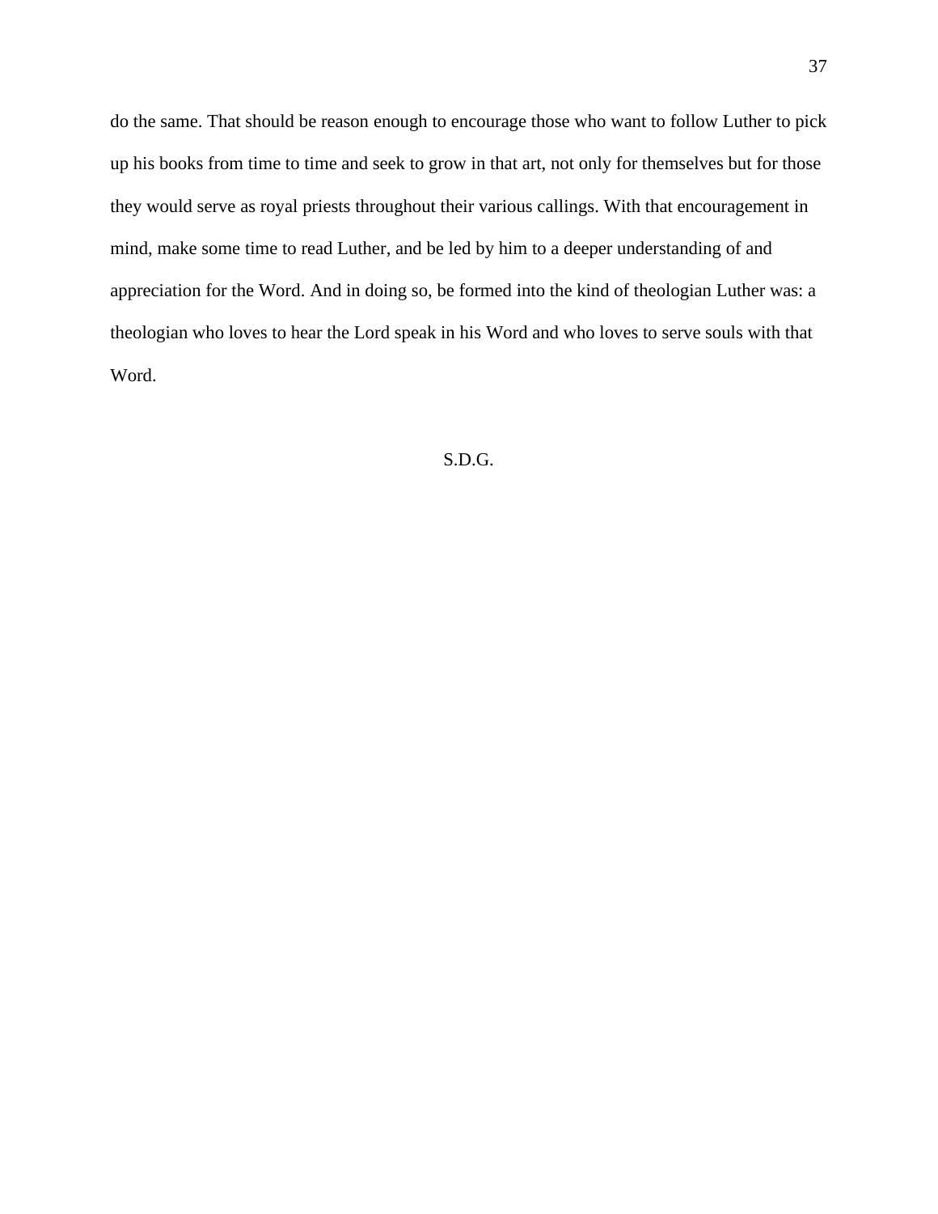do the same. That should be reason enough to encourage those who want to follow Luther to pick up his books from time to time and seek to grow in that art, not only for themselves but for those they would serve as royal priests throughout their various callings. With that encouragement in mind, make some time to read Luther, and be led by him to a deeper understanding of and appreciation for the Word. And in doing so, be formed into the kind of theologian Luther was: a theologian who loves to hear the Lord speak in his Word and who loves to serve souls with that Word.

S.D.G.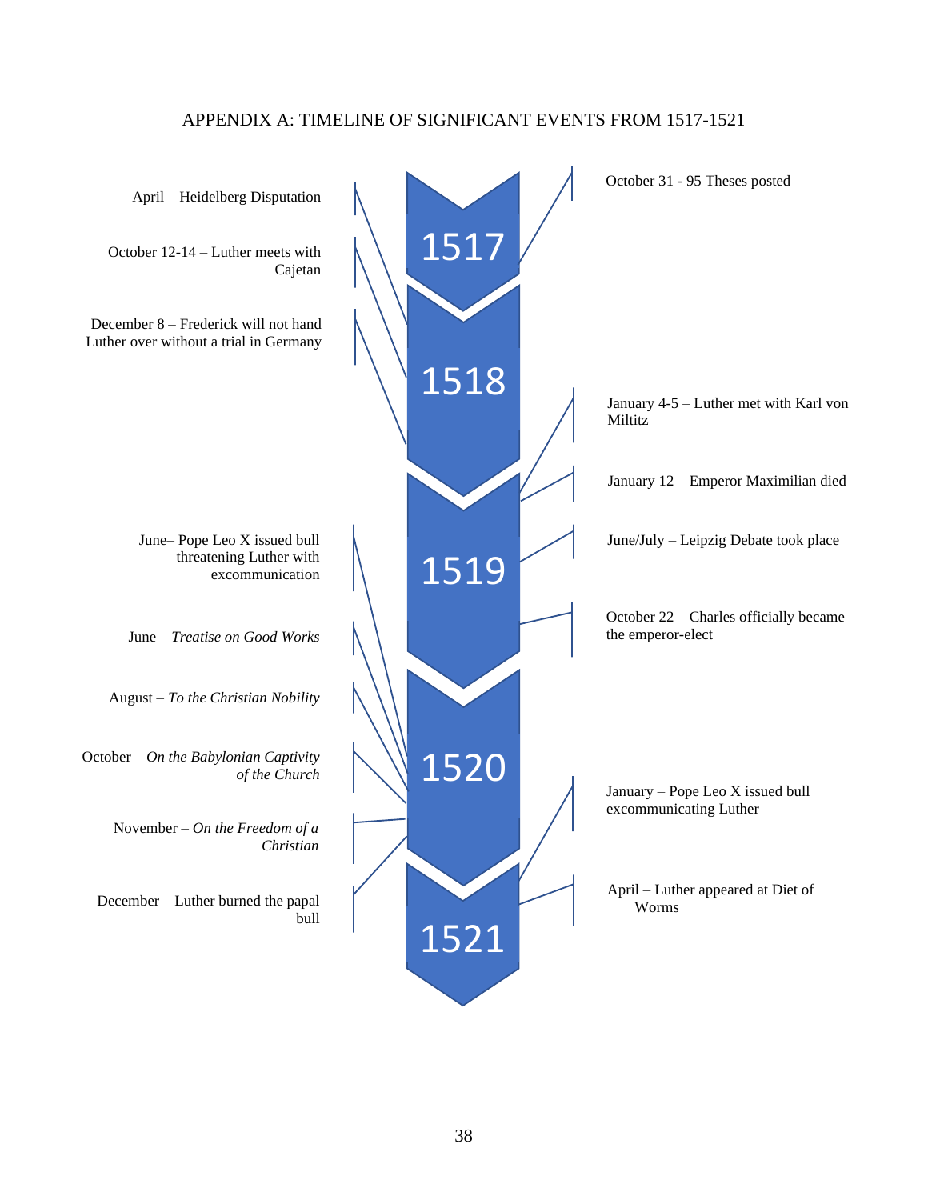# APPENDIX A: TIMELINE OF SIGNIFICANT EVENTS FROM 1517-1521

**1517**

- October 31 - 95 Theses posted

**1518**

- April – Heidelberg Disputation
- October 12-14 – Luther meets with Cajetan
- December 8 – Frederick will not hand Luther over without a trial in Germany

**1519**

- January 4-5 – Luther met with Karl von Miltitz
- January 12 – Emperor Maximilian died
- June/July – Leipzig Debate took place
- October 22 – Charles officially became the emperor-elect

**1520**

- June– Pope Leo X issued bull threatening Luther with excommunication
- June – *Treatise on Good Works*
- August – *To the Christian Nobility*
- October – *On the Babylonian Captivity of the Church*
- November – *On the Freedom of a Christian*
- December – Luther burned the papal bull

**1521**

- January – Pope Leo X issued bull excommunicating Luther
- April – Luther appeared at Diet of Worms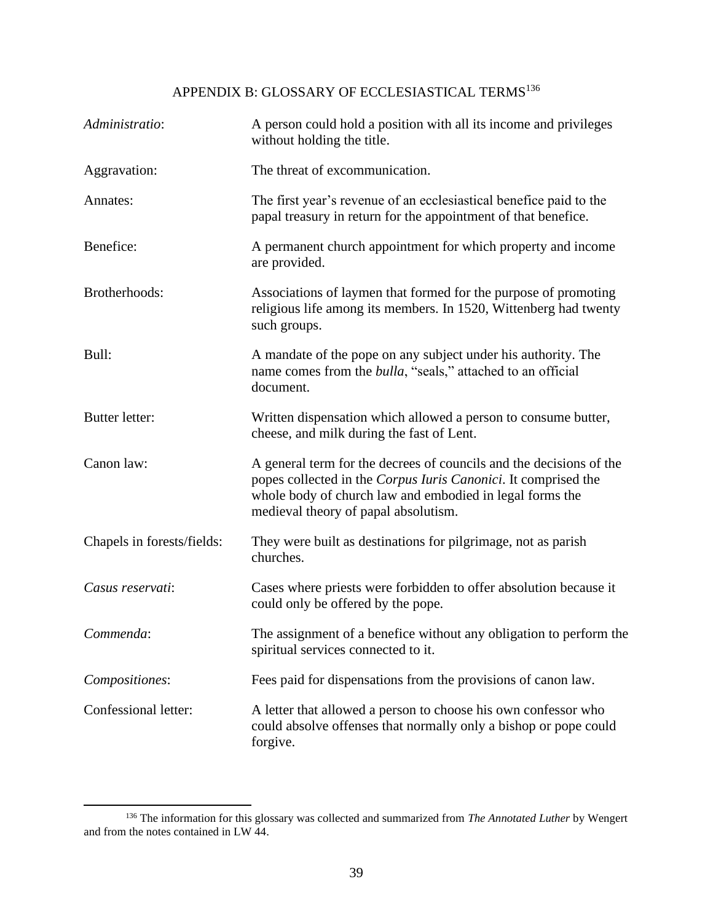## APPENDIX B: GLOSSARY OF ECCLESIASTICAL TERMS[136]

| Term | Definition |
|---|---|
| *Administratio*: | A person could hold a position with all its income and privileges without holding the title. |
| Aggravation: | The threat of excommunication. |
| Annates: | The first year's revenue of an ecclesiastical benefice paid to the papal treasury in return for the appointment of that benefice. |
| Benefice: | A permanent church appointment for which property and income are provided. |
| Brotherhoods: | Associations of laymen that formed for the purpose of promoting religious life among its members. In 1520, Wittenberg had twenty such groups. |
| Bull: | A mandate of the pope on any subject under his authority. The name comes from the *bulla*, "seals," attached to an official document. |
| Butter letter: | Written dispensation which allowed a person to consume butter, cheese, and milk during the fast of Lent. |
| Canon law: | A general term for the decrees of councils and the decisions of the popes collected in the *Corpus Iuris Canonici*. It comprised the whole body of church law and embodied in legal forms the medieval theory of papal absolutism. |
| Chapels in forests/fields: | They were built as destinations for pilgrimage, not as parish churches. |
| *Casus reservati*: | Cases where priests were forbidden to offer absolution because it could only be offered by the pope. |
| *Commenda*: | The assignment of a benefice without any obligation to perform the spiritual services connected to it. |
| *Compositiones*: | Fees paid for dispensations from the provisions of canon law. |
| Confessional letter: | A letter that allowed a person to choose his own confessor who could absolve offenses that normally only a bishop or pope could forgive. |

[136] The information for this glossary was collected and summarized from *The Annotated Luther* by Wengert and from the notes contained in LW 44.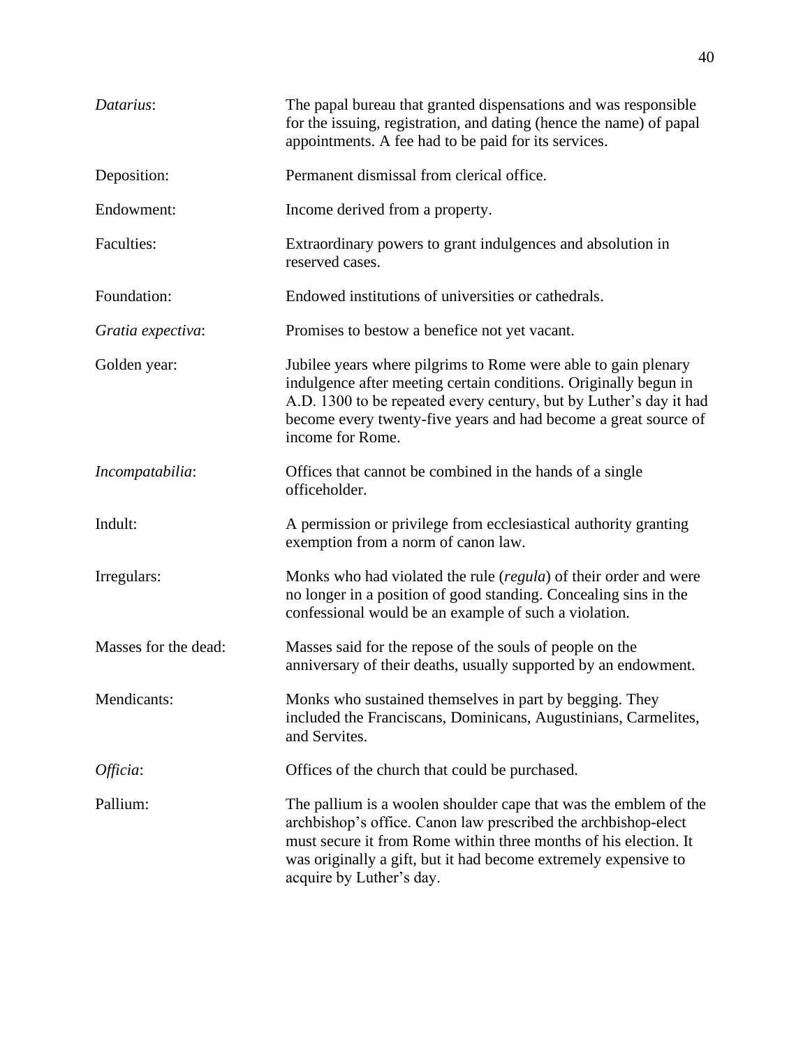| | |
|---|---|
| *Datarius*: | The papal bureau that granted dispensations and was responsible for the issuing, registration, and dating (hence the name) of papal appointments. A fee had to be paid for its services. |
| Deposition: | Permanent dismissal from clerical office. |
| Endowment: | Income derived from a property. |
| Faculties: | Extraordinary powers to grant indulgences and absolution in reserved cases. |
| Foundation: | Endowed institutions of universities or cathedrals. |
| *Gratia expectiva*: | Promises to bestow a benefice not yet vacant. |
| Golden year: | Jubilee years where pilgrims to Rome were able to gain plenary indulgence after meeting certain conditions. Originally begun in A.D. 1300 to be repeated every century, but by Luther's day it had become every twenty-five years and had become a great source of income for Rome. |
| *Incompatabilia*: | Offices that cannot be combined in the hands of a single officeholder. |
| Indult: | A permission or privilege from ecclesiastical authority granting exemption from a norm of canon law. |
| Irregulars: | Monks who had violated the rule (*regula*) of their order and were no longer in a position of good standing. Concealing sins in the confessional would be an example of such a violation. |
| Masses for the dead: | Masses said for the repose of the souls of people on the anniversary of their deaths, usually supported by an endowment. |
| Mendicants: | Monks who sustained themselves in part by begging. They included the Franciscans, Dominicans, Augustinians, Carmelites, and Servites. |
| *Officia*: | Offices of the church that could be purchased. |
| Pallium: | The pallium is a woolen shoulder cape that was the emblem of the archbishop's office. Canon law prescribed the archbishop-elect must secure it from Rome within three months of his election. It was originally a gift, but it had become extremely expensive to acquire by Luther's day. |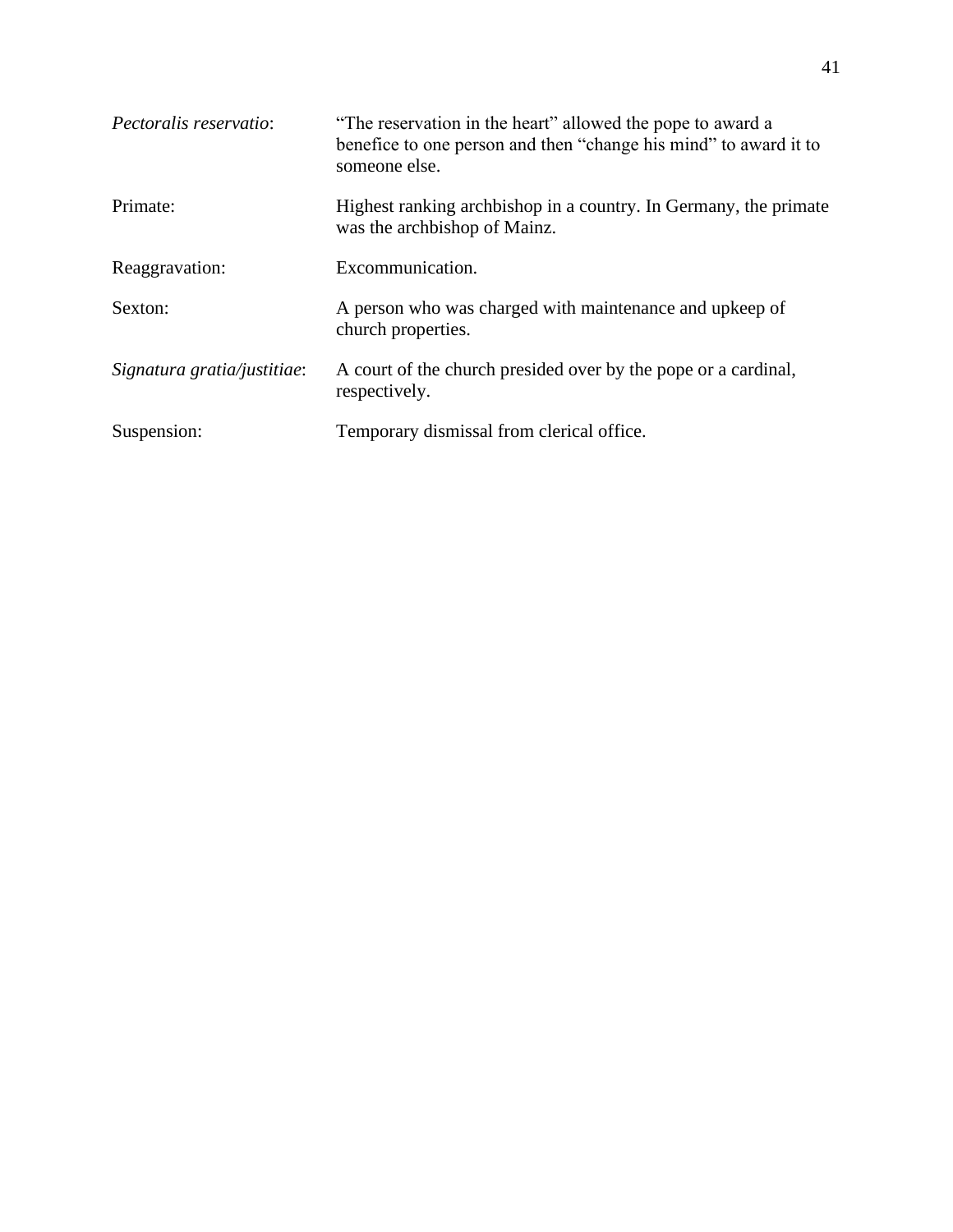| | |
|---|---|
| *Pectoralis reservatio*: | "The reservation in the heart" allowed the pope to award a benefice to one person and then "change his mind" to award it to someone else. |
| Primate: | Highest ranking archbishop in a country. In Germany, the primate was the archbishop of Mainz. |
| Reaggravation: | Excommunication. |
| Sexton: | A person who was charged with maintenance and upkeep of church properties. |
| *Signatura gratia/justitiae*: | A court of the church presided over by the pope or a cardinal, respectively. |
| Suspension: | Temporary dismissal from clerical office. |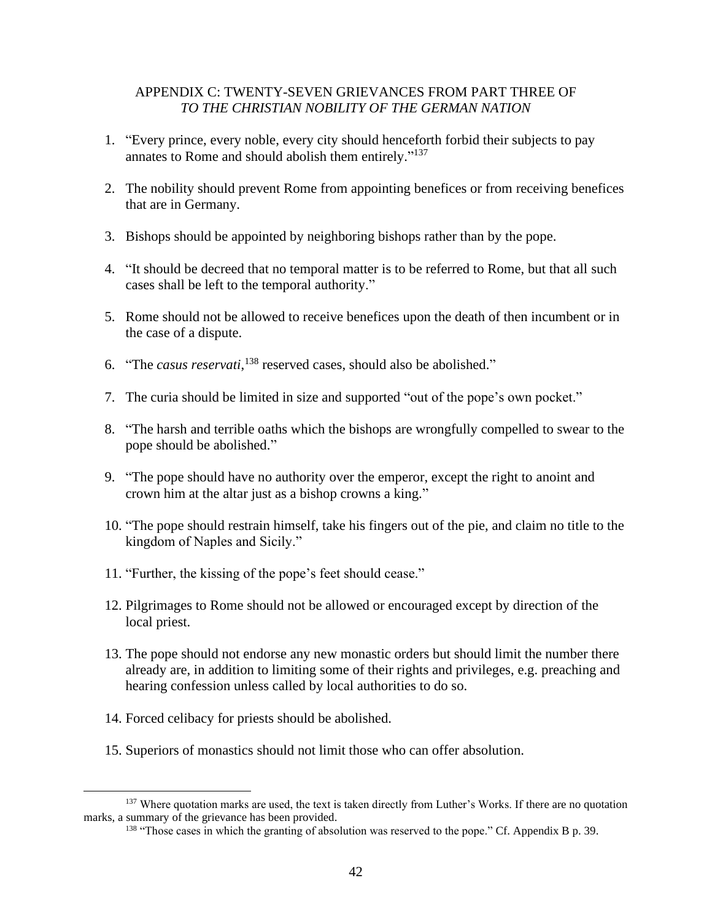## APPENDIX C: TWENTY-SEVEN GRIEVANCES FROM PART THREE OF *TO THE CHRISTIAN NOBILITY OF THE GERMAN NATION*

1. "Every prince, every noble, every city should henceforth forbid their subjects to pay annates to Rome and should abolish them entirely."[137]

2. The nobility should prevent Rome from appointing benefices or from receiving benefices that are in Germany.

3. Bishops should be appointed by neighboring bishops rather than by the pope.

4. "It should be decreed that no temporal matter is to be referred to Rome, but that all such cases shall be left to the temporal authority."

5. Rome should not be allowed to receive benefices upon the death of then incumbent or in the case of a dispute.

6. "The *casus reservati*,[138] reserved cases, should also be abolished."

7. The curia should be limited in size and supported "out of the pope's own pocket."

8. "The harsh and terrible oaths which the bishops are wrongfully compelled to swear to the pope should be abolished."

9. "The pope should have no authority over the emperor, except the right to anoint and crown him at the altar just as a bishop crowns a king."

10. "The pope should restrain himself, take his fingers out of the pie, and claim no title to the kingdom of Naples and Sicily."

11. "Further, the kissing of the pope's feet should cease."

12. Pilgrimages to Rome should not be allowed or encouraged except by direction of the local priest.

13. The pope should not endorse any new monastic orders but should limit the number there already are, in addition to limiting some of their rights and privileges, e.g. preaching and hearing confession unless called by local authorities to do so.

14. Forced celibacy for priests should be abolished.

15. Superiors of monastics should not limit those who can offer absolution.

---

[137] Where quotation marks are used, the text is taken directly from Luther's Works. If there are no quotation marks, a summary of the grievance has been provided.

[138] "Those cases in which the granting of absolution was reserved to the pope." Cf. Appendix B p. 39.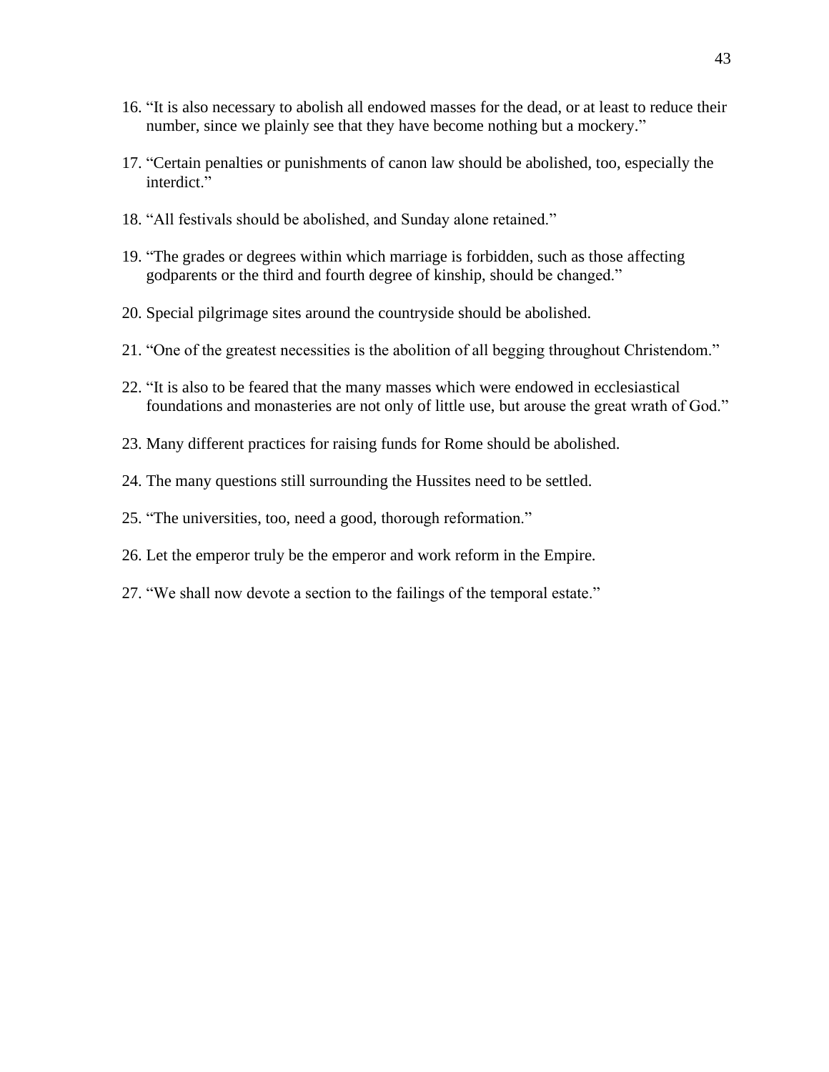16. "It is also necessary to abolish all endowed masses for the dead, or at least to reduce their number, since we plainly see that they have become nothing but a mockery."

17. "Certain penalties or punishments of canon law should be abolished, too, especially the interdict."

18. "All festivals should be abolished, and Sunday alone retained."

19. "The grades or degrees within which marriage is forbidden, such as those affecting godparents or the third and fourth degree of kinship, should be changed."

20. Special pilgrimage sites around the countryside should be abolished.

21. "One of the greatest necessities is the abolition of all begging throughout Christendom."

22. "It is also to be feared that the many masses which were endowed in ecclesiastical foundations and monasteries are not only of little use, but arouse the great wrath of God."

23. Many different practices for raising funds for Rome should be abolished.

24. The many questions still surrounding the Hussites need to be settled.

25. "The universities, too, need a good, thorough reformation."

26. Let the emperor truly be the emperor and work reform in the Empire.

27. "We shall now devote a section to the failings of the temporal estate."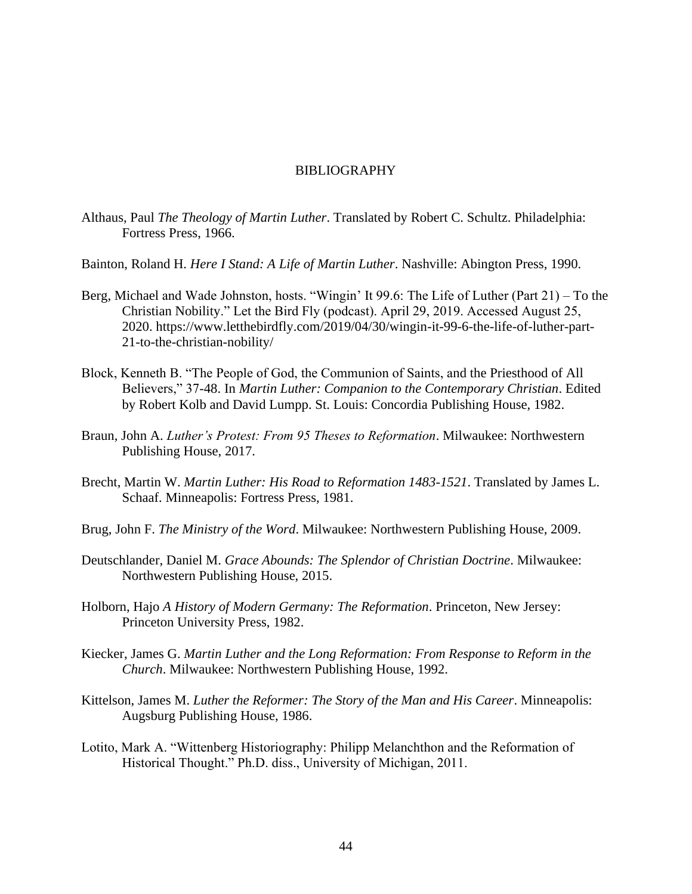# BIBLIOGRAPHY

Althaus, Paul *The Theology of Martin Luther*. Translated by Robert C. Schultz. Philadelphia: Fortress Press, 1966.

Bainton, Roland H. *Here I Stand: A Life of Martin Luther*. Nashville: Abington Press, 1990.

Berg, Michael and Wade Johnston, hosts. "Wingin' It 99.6: The Life of Luther (Part 21) – To the Christian Nobility." Let the Bird Fly (podcast). April 29, 2019. Accessed August 25, 2020. https://www.letthebirdfly.com/2019/04/30/wingin-it-99-6-the-life-of-luther-part-21-to-the-christian-nobility/

Block, Kenneth B. "The People of God, the Communion of Saints, and the Priesthood of All Believers," 37-48. In *Martin Luther: Companion to the Contemporary Christian*. Edited by Robert Kolb and David Lumpp. St. Louis: Concordia Publishing House, 1982.

Braun, John A. *Luther's Protest: From 95 Theses to Reformation*. Milwaukee: Northwestern Publishing House, 2017.

Brecht, Martin W. *Martin Luther: His Road to Reformation 1483-1521*. Translated by James L. Schaaf. Minneapolis: Fortress Press, 1981.

Brug, John F. *The Ministry of the Word*. Milwaukee: Northwestern Publishing House, 2009.

Deutschlander, Daniel M. *Grace Abounds: The Splendor of Christian Doctrine*. Milwaukee: Northwestern Publishing House, 2015.

Holborn, Hajo *A History of Modern Germany: The Reformation*. Princeton, New Jersey: Princeton University Press, 1982.

Kiecker, James G. *Martin Luther and the Long Reformation: From Response to Reform in the Church*. Milwaukee: Northwestern Publishing House, 1992.

Kittelson, James M. *Luther the Reformer: The Story of the Man and His Career*. Minneapolis: Augsburg Publishing House, 1986.

Lotito, Mark A. "Wittenberg Historiography: Philipp Melanchthon and the Reformation of Historical Thought." Ph.D. diss., University of Michigan, 2011.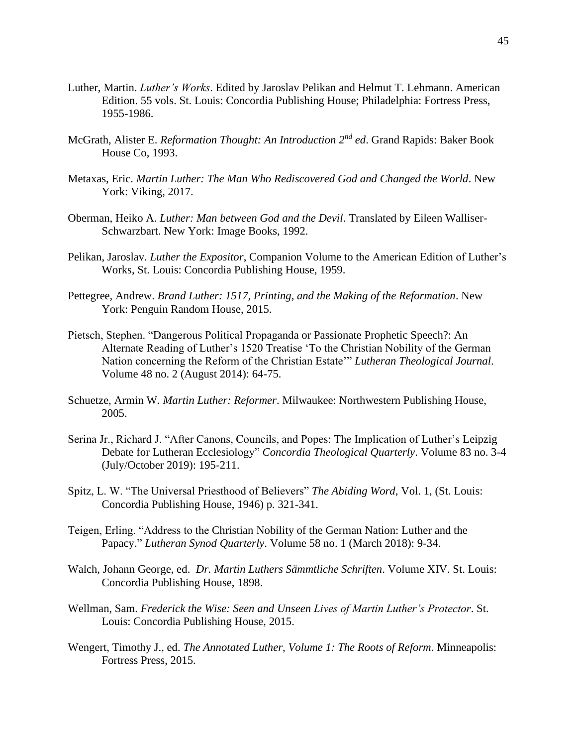Luther, Martin. *Luther's Works*. Edited by Jaroslav Pelikan and Helmut T. Lehmann. American Edition. 55 vols. St. Louis: Concordia Publishing House; Philadelphia: Fortress Press, 1955-1986.

McGrath, Alister E. *Reformation Thought: An Introduction 2nd ed*. Grand Rapids: Baker Book House Co, 1993.

Metaxas, Eric. *Martin Luther: The Man Who Rediscovered God and Changed the World*. New York: Viking, 2017.

Oberman, Heiko A. *Luther: Man between God and the Devil*. Translated by Eileen Walliser-Schwarzbart. New York: Image Books, 1992.

Pelikan, Jaroslav. *Luther the Expositor*, Companion Volume to the American Edition of Luther's Works, St. Louis: Concordia Publishing House, 1959.

Pettegree, Andrew. *Brand Luther: 1517, Printing, and the Making of the Reformation*. New York: Penguin Random House, 2015.

Pietsch, Stephen. "Dangerous Political Propaganda or Passionate Prophetic Speech?: An Alternate Reading of Luther's 1520 Treatise 'To the Christian Nobility of the German Nation concerning the Reform of the Christian Estate'" *Lutheran Theological Journal*. Volume 48 no. 2 (August 2014): 64-75.

Schuetze, Armin W. *Martin Luther: Reformer*. Milwaukee: Northwestern Publishing House, 2005.

Serina Jr., Richard J. "After Canons, Councils, and Popes: The Implication of Luther's Leipzig Debate for Lutheran Ecclesiology" *Concordia Theological Quarterly*. Volume 83 no. 3-4 (July/October 2019): 195-211.

Spitz, L. W. "The Universal Priesthood of Believers" *The Abiding Word*, Vol. 1, (St. Louis: Concordia Publishing House, 1946) p. 321-341.

Teigen, Erling. "Address to the Christian Nobility of the German Nation: Luther and the Papacy." *Lutheran Synod Quarterly*. Volume 58 no. 1 (March 2018): 9-34.

Walch, Johann George, ed. *Dr. Martin Luthers Sämmtliche Schriften*. Volume XIV. St. Louis: Concordia Publishing House, 1898.

Wellman, Sam. *Frederick the Wise: Seen and Unseen Lives of Martin Luther's Protector*. St. Louis: Concordia Publishing House, 2015.

Wengert, Timothy J., ed. *The Annotated Luther, Volume 1: The Roots of Reform*. Minneapolis: Fortress Press, 2015.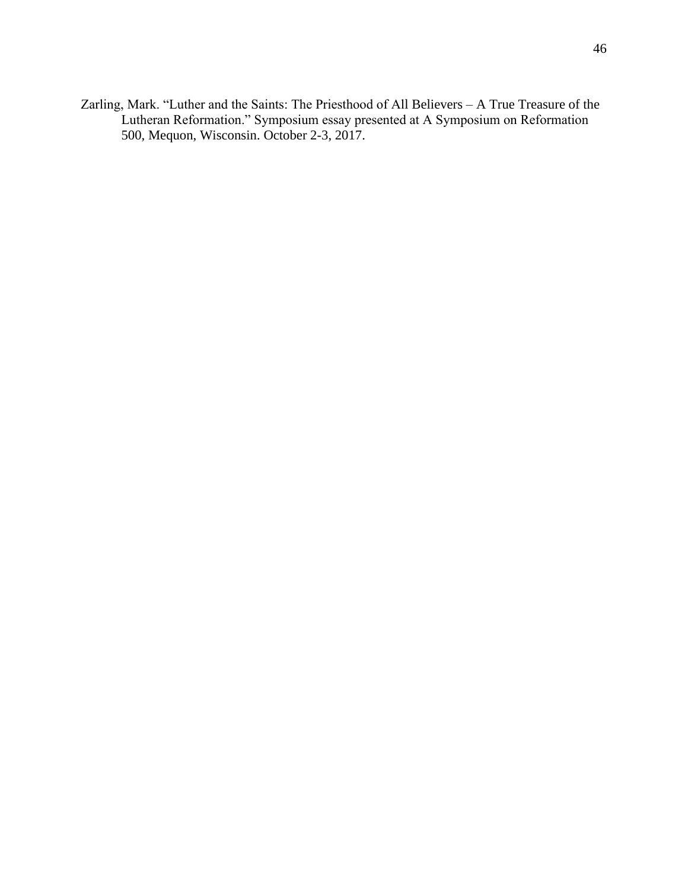Zarling, Mark. “Luther and the Saints: The Priesthood of All Believers – A True Treasure of the Lutheran Reformation.” Symposium essay presented at A Symposium on Reformation 500, Mequon, Wisconsin. October 2-3, 2017.